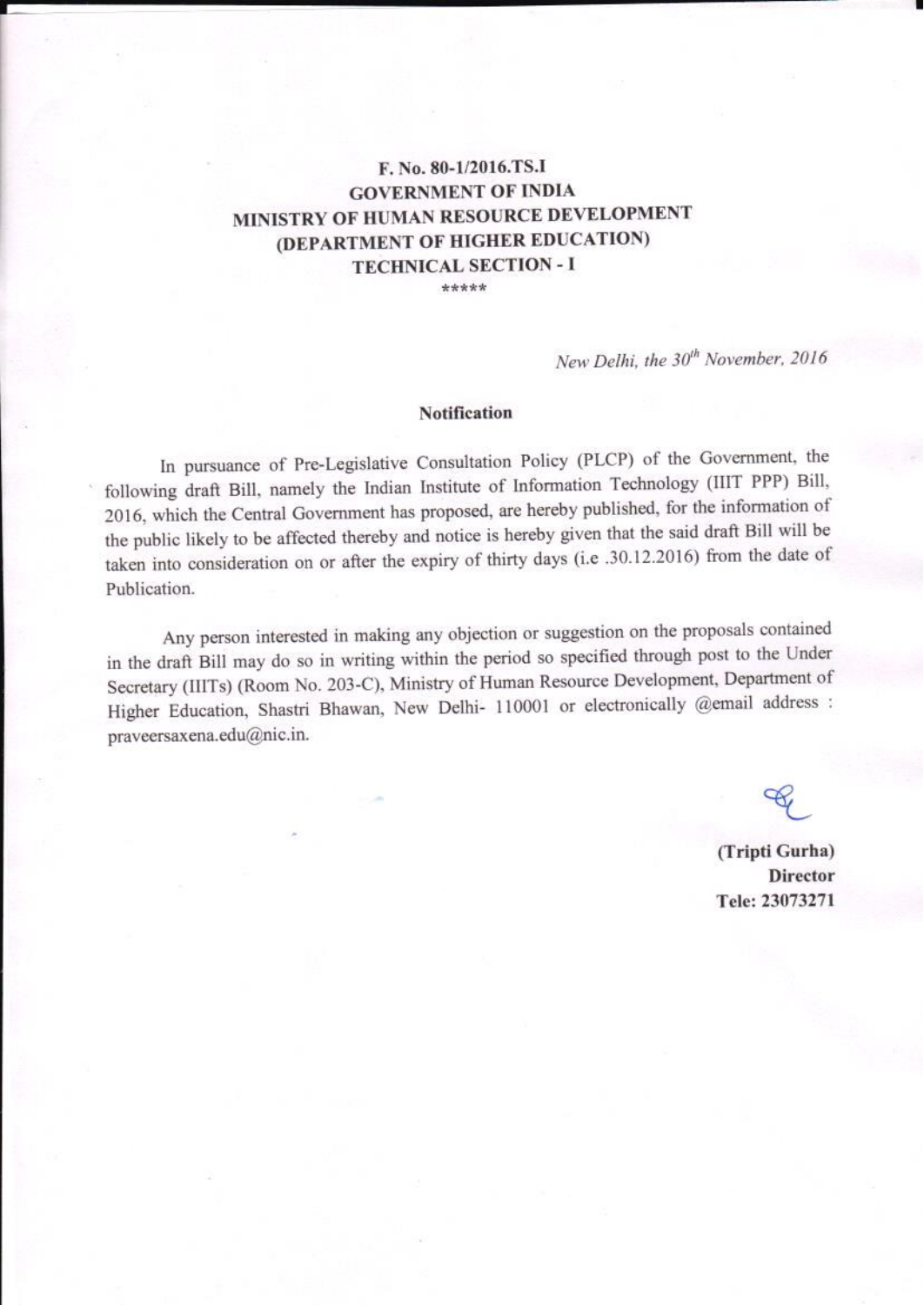**F. No. 80-1/2016.TS.I**
**GOVERNMENT OF INDIA**
**MINISTRY OF HUMAN RESOURCE DEVELOPMENT**
**(DEPARTMENT OF HIGHER EDUCATION)**
**TECHNICAL SECTION - I**

\*\*\*\*\*

*New Delhi, the 30th November, 2016*

**Notification**

In pursuance of Pre-Legislative Consultation Policy (PLCP) of the Government, the following draft Bill, namely the Indian Institute of Information Technology (IIIT PPP) Bill, 2016, which the Central Government has proposed, are hereby published, for the information of the public likely to be affected thereby and notice is hereby given that the said draft Bill will be taken into consideration on or after the expiry of thirty days (i.e .30.12.2016) from the date of Publication.

Any person interested in making any objection or suggestion on the proposals contained in the draft Bill may do so in writing within the period so specified through post to the Under Secretary (IIITs) (Room No. 203-C), Ministry of Human Resource Development, Department of Higher Education, Shastri Bhawan, New Delhi- 110001 or electronically @email address : praveersaxena.edu@nic.in.

**(Tripti Gurha)**
**Director**
**Tele: 23073271**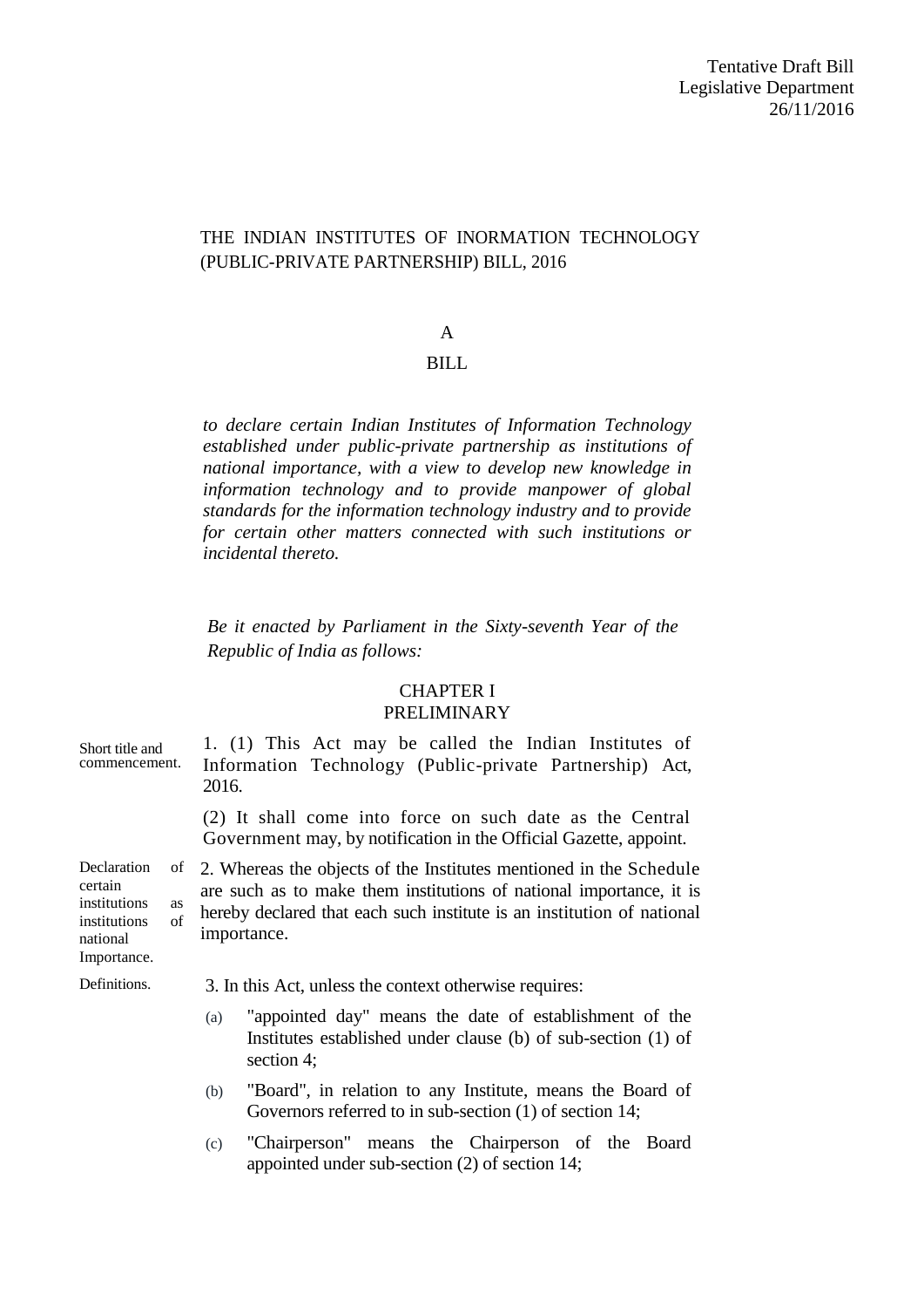Tentative Draft Bill
Legislative Department
26/11/2016

# THE INDIAN INSTITUTES OF INORMATION TECHNOLOGY (PUBLIC-PRIVATE PARTNERSHIP) BILL, 2016

A

BILL

*to declare certain Indian Institutes of Information Technology established under public-private partnership as institutions of national importance, with a view to develop new knowledge in information technology and to provide manpower of global standards for the information technology industry and to provide for certain other matters connected with such institutions or incidental thereto.*

*Be it enacted by Parliament in the Sixty-seventh Year of the Republic of India as follows:*

## CHAPTER I
## PRELIMINARY

Short title and commencement.

1. (1) This Act may be called the Indian Institutes of Information Technology (Public-private Partnership) Act, 2016.

(2) It shall come into force on such date as the Central Government may, by notification in the Official Gazette, appoint.

Declaration of certain institutions as institutions of national Importance.

2. Whereas the objects of the Institutes mentioned in the Schedule are such as to make them institutions of national importance, it is hereby declared that each such institute is an institution of national importance.

Definitions.

3. In this Act, unless the context otherwise requires:

(a) "appointed day" means the date of establishment of the Institutes established under clause (b) of sub-section (1) of section 4;

(b) "Board", in relation to any Institute, means the Board of Governors referred to in sub-section (1) of section 14;

(c) "Chairperson" means the Chairperson of the Board appointed under sub-section (2) of section 14;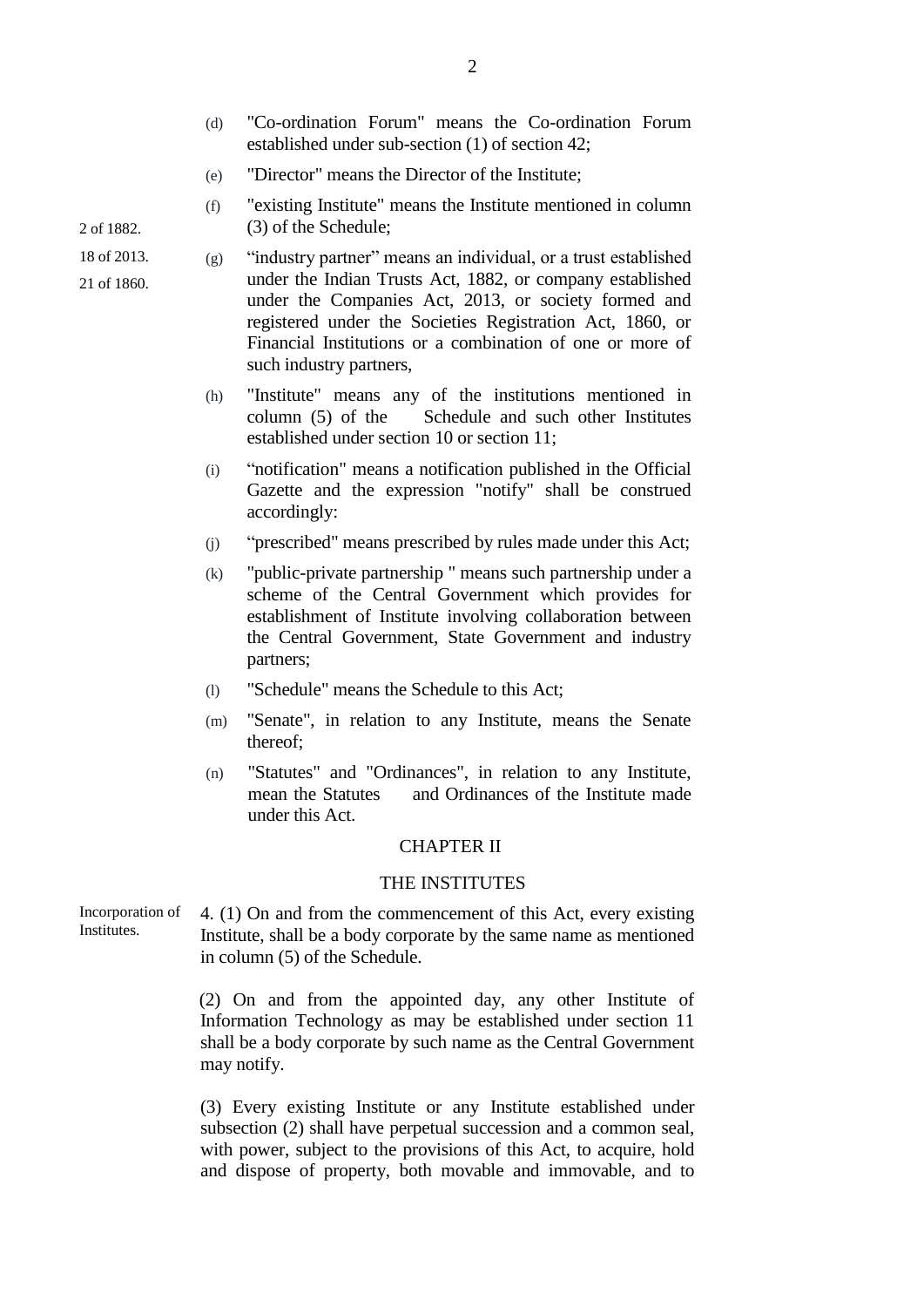(d) "Co-ordination Forum" means the Co-ordination Forum established under sub-section (1) of section 42;

(e) "Director" means the Director of the Institute;

(f) "existing Institute" means the Institute mentioned in column (3) of the Schedule;

2 of 1882.
18 of 2013.
21 of 1860.

(g) "industry partner" means an individual, or a trust established under the Indian Trusts Act, 1882, or company established under the Companies Act, 2013, or society formed and registered under the Societies Registration Act, 1860, or Financial Institutions or a combination of one or more of such industry partners,

(h) "Institute" means any of the institutions mentioned in column (5) of the Schedule and such other Institutes established under section 10 or section 11;

(i) "notification" means a notification published in the Official Gazette and the expression "notify" shall be construed accordingly:

(j) "prescribed" means prescribed by rules made under this Act;

(k) "public-private partnership " means such partnership under a scheme of the Central Government which provides for establishment of Institute involving collaboration between the Central Government, State Government and industry partners;

(l) "Schedule" means the Schedule to this Act;

(m) "Senate", in relation to any Institute, means the Senate thereof;

(n) "Statutes" and "Ordinances", in relation to any Institute, mean the Statutes and Ordinances of the Institute made under this Act.

## CHAPTER II

## THE INSTITUTES

Incorporation of Institutes.

4. (1) On and from the commencement of this Act, every existing Institute, shall be a body corporate by the same name as mentioned in column (5) of the Schedule.

(2) On and from the appointed day, any other Institute of Information Technology as may be established under section 11 shall be a body corporate by such name as the Central Government may notify.

(3) Every existing Institute or any Institute established under subsection (2) shall have perpetual succession and a common seal, with power, subject to the provisions of this Act, to acquire, hold and dispose of property, both movable and immovable, and to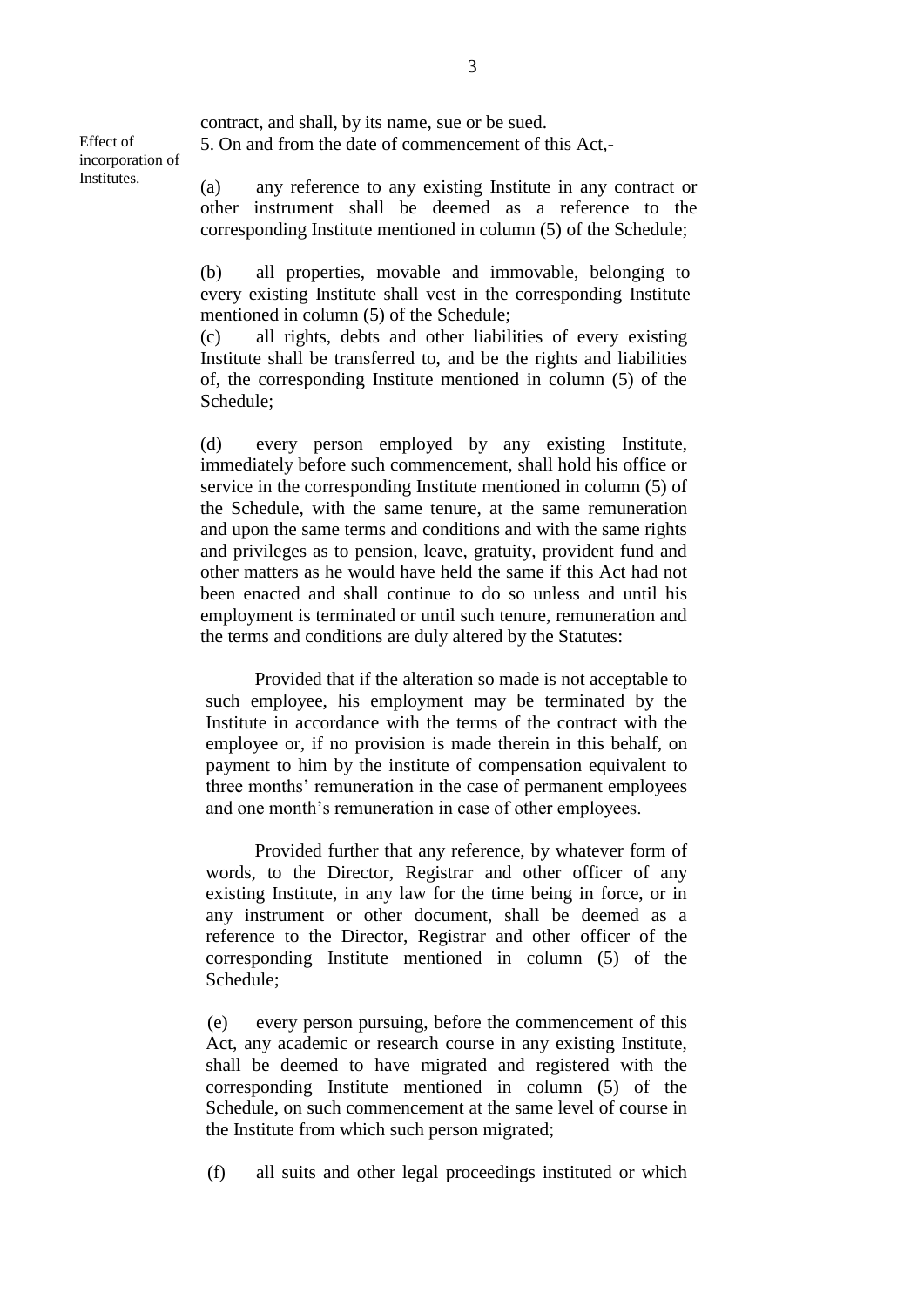contract, and shall, by its name, sue or be sued.

Effect of incorporation of Institutes.

5. On and from the date of commencement of this Act,-

(a) any reference to any existing Institute in any contract or other instrument shall be deemed as a reference to the corresponding Institute mentioned in column (5) of the Schedule;

(b) all properties, movable and immovable, belonging to every existing Institute shall vest in the corresponding Institute mentioned in column (5) of the Schedule;

(c) all rights, debts and other liabilities of every existing Institute shall be transferred to, and be the rights and liabilities of, the corresponding Institute mentioned in column (5) of the Schedule;

(d) every person employed by any existing Institute, immediately before such commencement, shall hold his office or service in the corresponding Institute mentioned in column (5) of the Schedule, with the same tenure, at the same remuneration and upon the same terms and conditions and with the same rights and privileges as to pension, leave, gratuity, provident fund and other matters as he would have held the same if this Act had not been enacted and shall continue to do so unless and until his employment is terminated or until such tenure, remuneration and the terms and conditions are duly altered by the Statutes:

Provided that if the alteration so made is not acceptable to such employee, his employment may be terminated by the Institute in accordance with the terms of the contract with the employee or, if no provision is made therein in this behalf, on payment to him by the institute of compensation equivalent to three months' remuneration in the case of permanent employees and one month's remuneration in case of other employees.

Provided further that any reference, by whatever form of words, to the Director, Registrar and other officer of any existing Institute, in any law for the time being in force, or in any instrument or other document, shall be deemed as a reference to the Director, Registrar and other officer of the corresponding Institute mentioned in column (5) of the Schedule;

(e) every person pursuing, before the commencement of this Act, any academic or research course in any existing Institute, shall be deemed to have migrated and registered with the corresponding Institute mentioned in column (5) of the Schedule, on such commencement at the same level of course in the Institute from which such person migrated;

(f) all suits and other legal proceedings instituted or which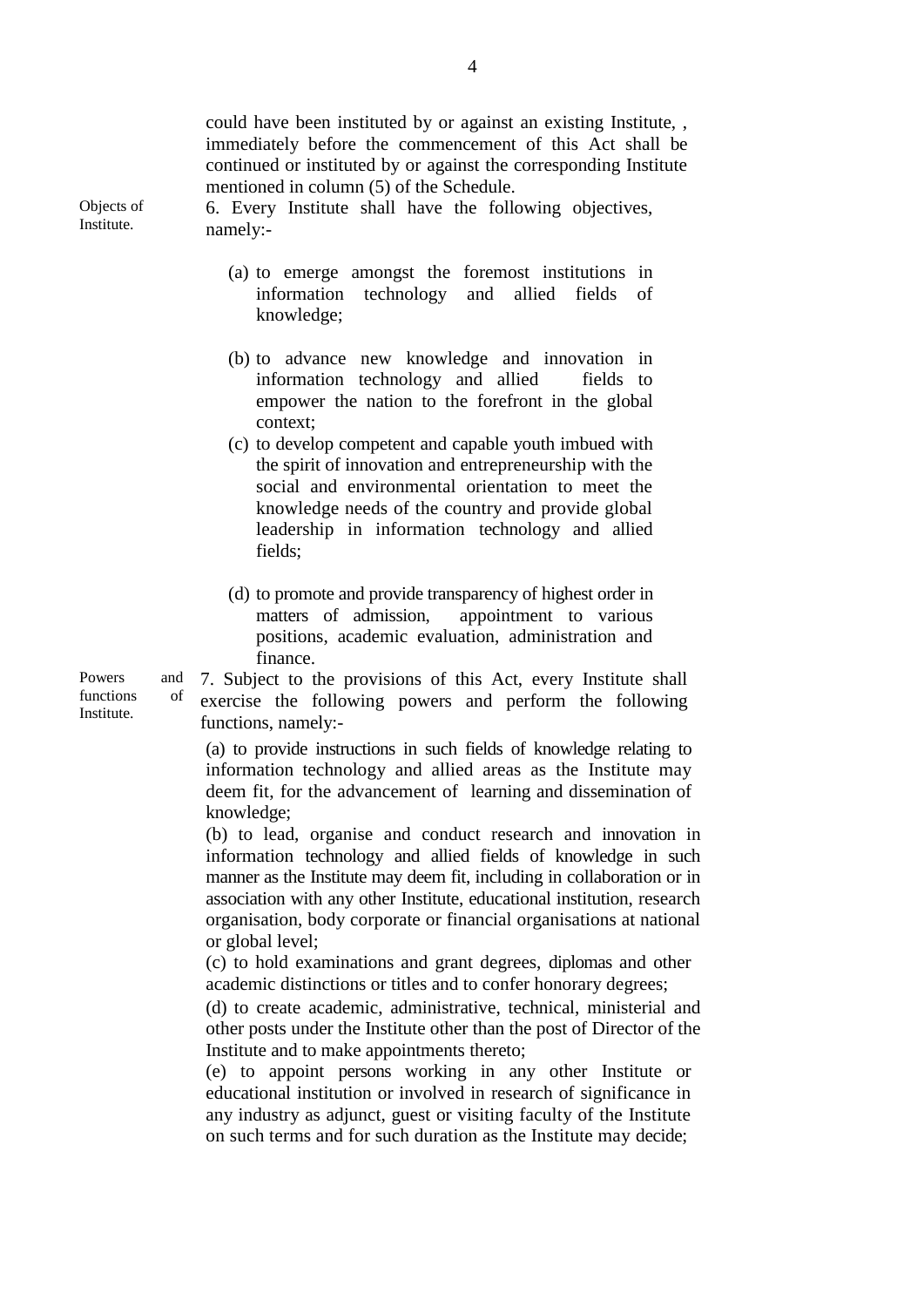could have been instituted by or against an existing Institute, , immediately before the commencement of this Act shall be continued or instituted by or against the corresponding Institute mentioned in column (5) of the Schedule.

Objects of Institute.

6. Every Institute shall have the following objectives, namely:-

(a) to emerge amongst the foremost institutions in information technology and allied fields of knowledge;

(b) to advance new knowledge and innovation in information technology and allied fields to empower the nation to the forefront in the global context;

(c) to develop competent and capable youth imbued with the spirit of innovation and entrepreneurship with the social and environmental orientation to meet the knowledge needs of the country and provide global leadership in information technology and allied fields;

(d) to promote and provide transparency of highest order in matters of admission, appointment to various positions, academic evaluation, administration and finance.

Powers and functions of Institute.

7. Subject to the provisions of this Act, every Institute shall exercise the following powers and perform the following functions, namely:-

(a) to provide instructions in such fields of knowledge relating to information technology and allied areas as the Institute may deem fit, for the advancement of learning and dissemination of knowledge;

(b) to lead, organise and conduct research and innovation in information technology and allied fields of knowledge in such manner as the Institute may deem fit, including in collaboration or in association with any other Institute, educational institution, research organisation, body corporate or financial organisations at national or global level;

(c) to hold examinations and grant degrees, diplomas and other academic distinctions or titles and to confer honorary degrees;

(d) to create academic, administrative, technical, ministerial and other posts under the Institute other than the post of Director of the Institute and to make appointments thereto;

(e) to appoint persons working in any other Institute or educational institution or involved in research of significance in any industry as adjunct, guest or visiting faculty of the Institute on such terms and for such duration as the Institute may decide;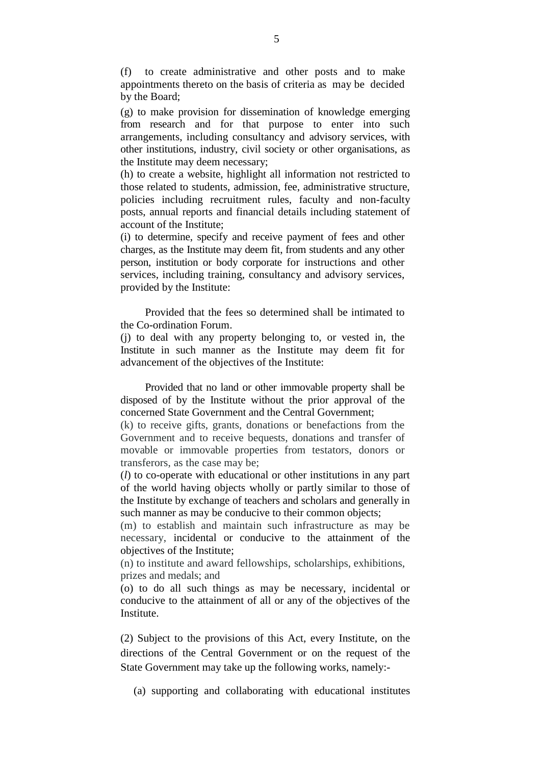(f) to create administrative and other posts and to make appointments thereto on the basis of criteria as may be decided by the Board;

(g) to make provision for dissemination of knowledge emerging from research and for that purpose to enter into such arrangements, including consultancy and advisory services, with other institutions, industry, civil society or other organisations, as the Institute may deem necessary;

(h) to create a website, highlight all information not restricted to those related to students, admission, fee, administrative structure, policies including recruitment rules, faculty and non-faculty posts, annual reports and financial details including statement of account of the Institute;

(i) to determine, specify and receive payment of fees and other charges, as the Institute may deem fit, from students and any other person, institution or body corporate for instructions and other services, including training, consultancy and advisory services, provided by the Institute:

Provided that the fees so determined shall be intimated to the Co-ordination Forum.

(j) to deal with any property belonging to, or vested in, the Institute in such manner as the Institute may deem fit for advancement of the objectives of the Institute:

Provided that no land or other immovable property shall be disposed of by the Institute without the prior approval of the concerned State Government and the Central Government;

(k) to receive gifts, grants, donations or benefactions from the Government and to receive bequests, donations and transfer of movable or immovable properties from testators, donors or transferors, as the case may be;

(*l*) to co-operate with educational or other institutions in any part of the world having objects wholly or partly similar to those of the Institute by exchange of teachers and scholars and generally in such manner as may be conducive to their common objects;

(m) to establish and maintain such infrastructure as may be necessary, incidental or conducive to the attainment of the objectives of the Institute;

(n) to institute and award fellowships, scholarships, exhibitions, prizes and medals; and

(o) to do all such things as may be necessary, incidental or conducive to the attainment of all or any of the objectives of the Institute.

(2) Subject to the provisions of this Act, every Institute, on the directions of the Central Government or on the request of the State Government may take up the following works, namely:-

(a) supporting and collaborating with educational institutes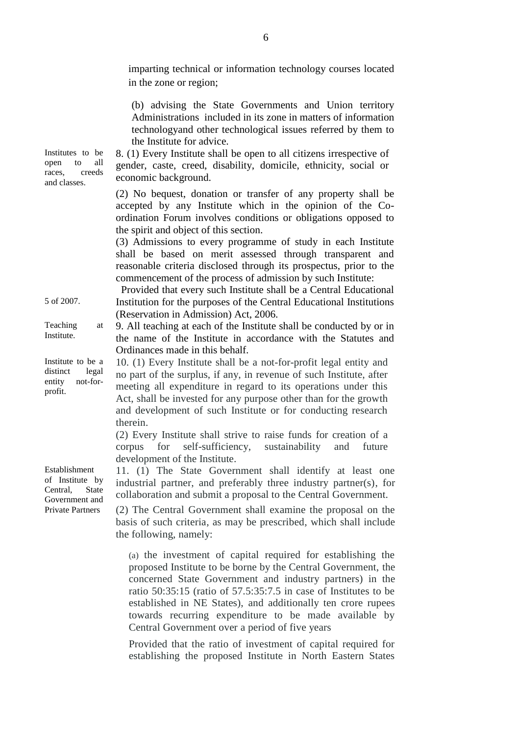imparting technical or information technology courses located in the zone or region;

(b) advising the State Governments and Union territory Administrations included in its zone in matters of information technologyand other technological issues referred by them to the Institute for advice.

Institutes to be open to all races, creeds and classes.

8. (1) Every Institute shall be open to all citizens irrespective of gender, caste, creed, disability, domicile, ethnicity, social or economic background.

(2) No bequest, donation or transfer of any property shall be accepted by any Institute which in the opinion of the Co-ordination Forum involves conditions or obligations opposed to the spirit and object of this section.

(3) Admissions to every programme of study in each Institute shall be based on merit assessed through transparent and reasonable criteria disclosed through its prospectus, prior to the commencement of the process of admission by such Institute:

Provided that every such Institute shall be a Central Educational Institution for the purposes of the Central Educational Institutions (Reservation in Admission) Act, 2006.

5 of 2007.

Teaching at Institute.

9. All teaching at each of the Institute shall be conducted by or in the name of the Institute in accordance with the Statutes and Ordinances made in this behalf.

Institute to be a distinct legal entity not-for-profit.

10. (1) Every Institute shall be a not-for-profit legal entity and no part of the surplus, if any, in revenue of such Institute, after meeting all expenditure in regard to its operations under this Act, shall be invested for any purpose other than for the growth and development of such Institute or for conducting research therein.

(2) Every Institute shall strive to raise funds for creation of a corpus for self-sufficiency, sustainability and future development of the Institute.

Establishment of Institute by Central, State Government and Private Partners

11. (1) The State Government shall identify at least one industrial partner, and preferably three industry partner(s), for collaboration and submit a proposal to the Central Government.

(2) The Central Government shall examine the proposal on the basis of such criteria, as may be prescribed, which shall include the following, namely:

(a) the investment of capital required for establishing the proposed Institute to be borne by the Central Government, the concerned State Government and industry partners) in the ratio 50:35:15 (ratio of 57.5:35:7.5 in case of Institutes to be established in NE States), and additionally ten crore rupees towards recurring expenditure to be made available by Central Government over a period of five years

Provided that the ratio of investment of capital required for establishing the proposed Institute in North Eastern States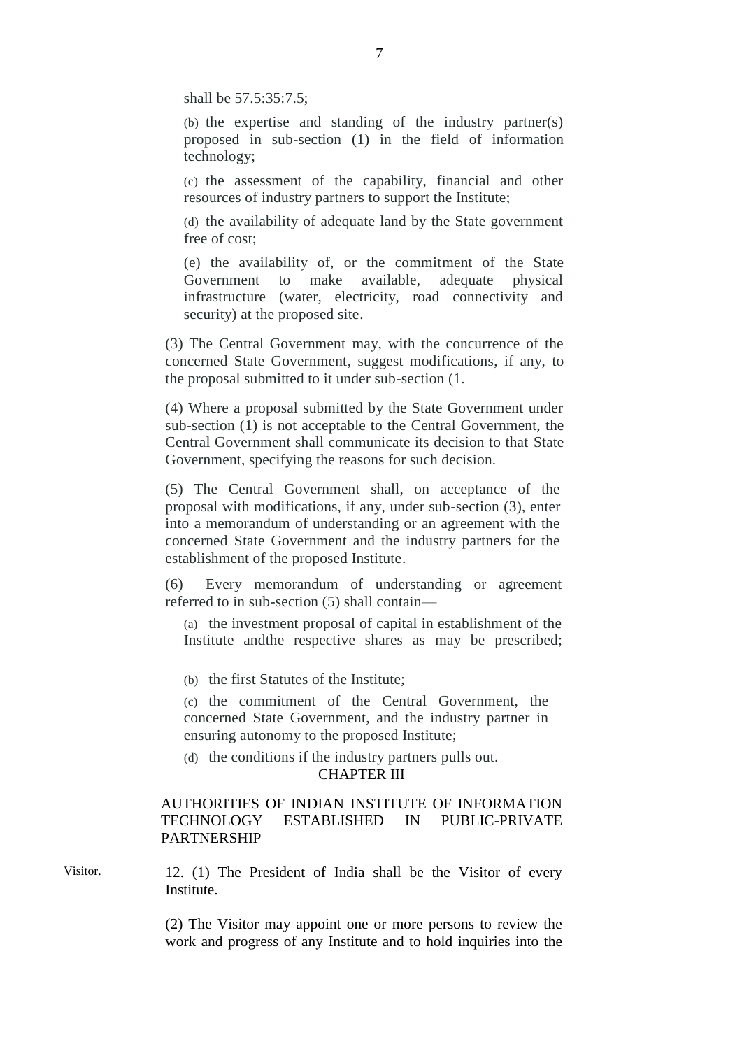shall be 57.5:35:7.5;

(b) the expertise and standing of the industry partner(s) proposed in sub-section (1) in the field of information technology;

(c) the assessment of the capability, financial and other resources of industry partners to support the Institute;

(d) the availability of adequate land by the State government free of cost;

(e) the availability of, or the commitment of the State Government to make available, adequate physical infrastructure (water, electricity, road connectivity and security) at the proposed site.

(3) The Central Government may, with the concurrence of the concerned State Government, suggest modifications, if any, to the proposal submitted to it under sub-section (1.

(4) Where a proposal submitted by the State Government under sub-section (1) is not acceptable to the Central Government, the Central Government shall communicate its decision to that State Government, specifying the reasons for such decision.

(5) The Central Government shall, on acceptance of the proposal with modifications, if any, under sub-section (3), enter into a memorandum of understanding or an agreement with the concerned State Government and the industry partners for the establishment of the proposed Institute.

(6) Every memorandum of understanding or agreement referred to in sub-section (5) shall contain—

(a) the investment proposal of capital in establishment of the Institute andthe respective shares as may be prescribed;

(b) the first Statutes of the Institute;

(c) the commitment of the Central Government, the concerned State Government, and the industry partner in ensuring autonomy to the proposed Institute;

(d) the conditions if the industry partners pulls out.

## CHAPTER III

## AUTHORITIES OF INDIAN INSTITUTE OF INFORMATION TECHNOLOGY ESTABLISHED IN PUBLIC-PRIVATE PARTNERSHIP

Visitor.

12. (1) The President of India shall be the Visitor of every Institute.

(2) The Visitor may appoint one or more persons to review the work and progress of any Institute and to hold inquiries into the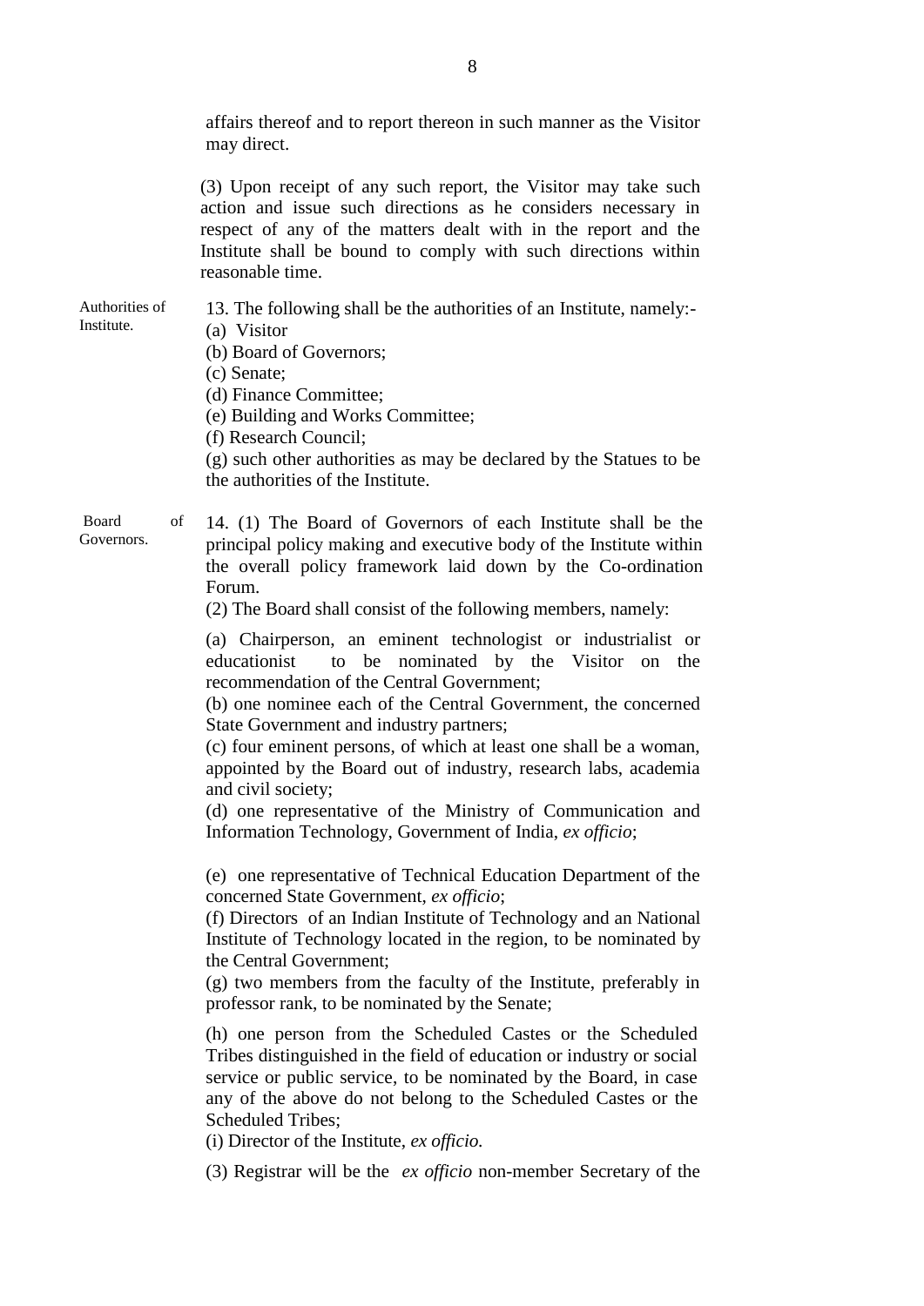affairs thereof and to report thereon in such manner as the Visitor may direct.

(3) Upon receipt of any such report, the Visitor may take such action and issue such directions as he considers necessary in respect of any of the matters dealt with in the report and the Institute shall be bound to comply with such directions within reasonable time.

Authorities of Institute.

13. The following shall be the authorities of an Institute, namely:-

(a) Visitor
(b) Board of Governors;
(c) Senate;
(d) Finance Committee;
(e) Building and Works Committee;
(f) Research Council;
(g) such other authorities as may be declared by the Statues to be the authorities of the Institute.

Board of Governors.

14. (1) The Board of Governors of each Institute shall be the principal policy making and executive body of the Institute within the overall policy framework laid down by the Co-ordination Forum.

(2) The Board shall consist of the following members, namely:

(a) Chairperson, an eminent technologist or industrialist or educationist to be nominated by the Visitor on the recommendation of the Central Government;
(b) one nominee each of the Central Government, the concerned State Government and industry partners;
(c) four eminent persons, of which at least one shall be a woman, appointed by the Board out of industry, research labs, academia and civil society;
(d) one representative of the Ministry of Communication and Information Technology, Government of India, *ex officio*;

(e) one representative of Technical Education Department of the concerned State Government, *ex officio*;
(f) Directors of an Indian Institute of Technology and an National Institute of Technology located in the region, to be nominated by the Central Government;
(g) two members from the faculty of the Institute, preferably in professor rank, to be nominated by the Senate;

(h) one person from the Scheduled Castes or the Scheduled Tribes distinguished in the field of education or industry or social service or public service, to be nominated by the Board, in case any of the above do not belong to the Scheduled Castes or the Scheduled Tribes;
(i) Director of the Institute, *ex officio.*

(3) Registrar will be the *ex officio* non-member Secretary of the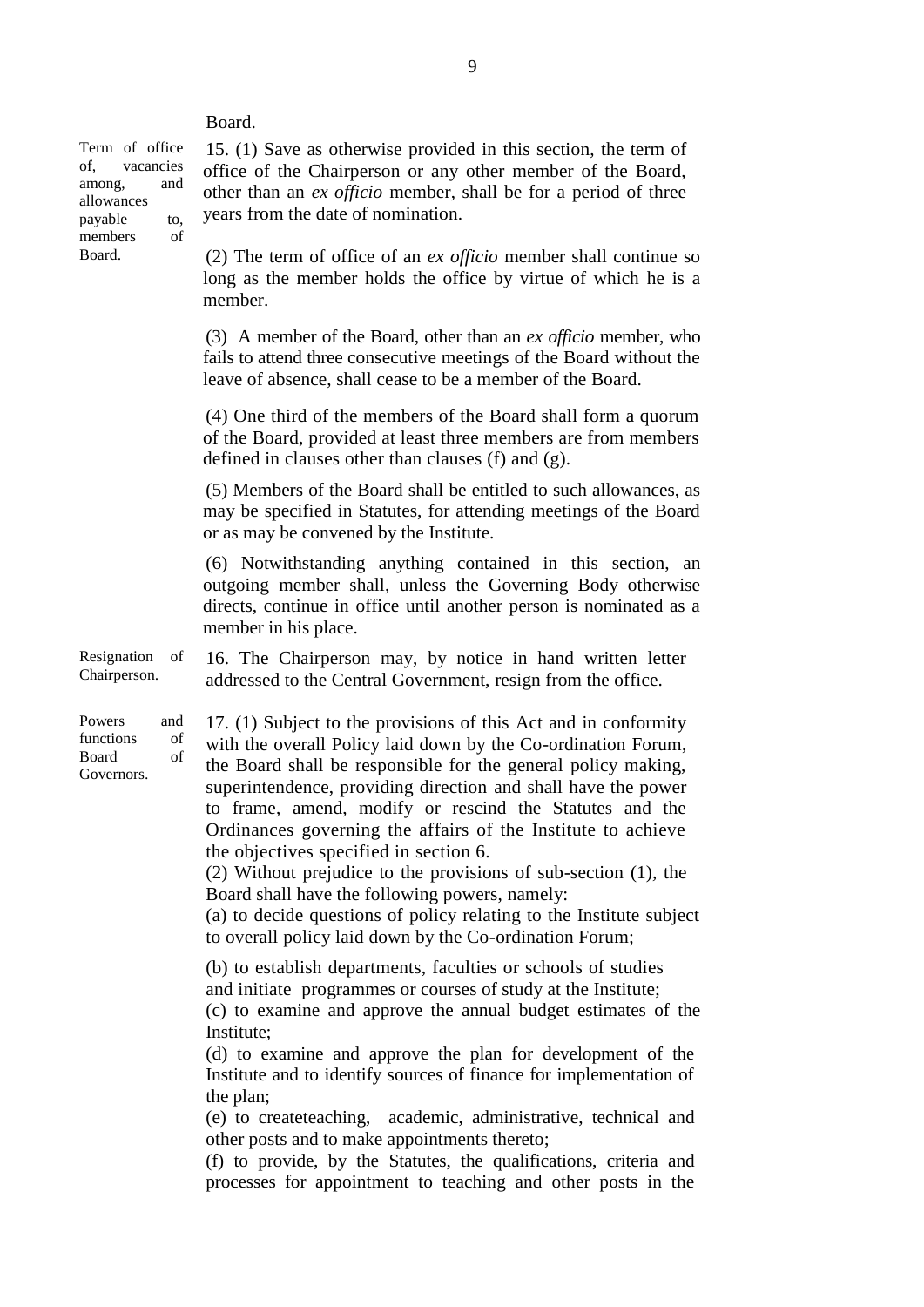Board.

**Term of office of, vacancies among, and allowances payable to, members of Board.**

15. (1) Save as otherwise provided in this section, the term of office of the Chairperson or any other member of the Board, other than an *ex officio* member, shall be for a period of three years from the date of nomination.

(2) The term of office of an *ex officio* member shall continue so long as the member holds the office by virtue of which he is a member.

(3) A member of the Board, other than an *ex officio* member, who fails to attend three consecutive meetings of the Board without the leave of absence, shall cease to be a member of the Board.

(4) One third of the members of the Board shall form a quorum of the Board, provided at least three members are from members defined in clauses other than clauses (f) and (g).

(5) Members of the Board shall be entitled to such allowances, as may be specified in Statutes, for attending meetings of the Board or as may be convened by the Institute.

(6) Notwithstanding anything contained in this section, an outgoing member shall, unless the Governing Body otherwise directs, continue in office until another person is nominated as a member in his place.

**Resignation of Chairperson.**

16. The Chairperson may, by notice in hand written letter addressed to the Central Government, resign from the office.

**Powers and functions of Board of Governors.**

17. (1) Subject to the provisions of this Act and in conformity with the overall Policy laid down by the Co-ordination Forum, the Board shall be responsible for the general policy making, superintendence, providing direction and shall have the power to frame, amend, modify or rescind the Statutes and the Ordinances governing the affairs of the Institute to achieve the objectives specified in section 6.

(2) Without prejudice to the provisions of sub-section (1), the Board shall have the following powers, namely:

(a) to decide questions of policy relating to the Institute subject to overall policy laid down by the Co-ordination Forum;

(b) to establish departments, faculties or schools of studies and initiate programmes or courses of study at the Institute;

(c) to examine and approve the annual budget estimates of the Institute;

(d) to examine and approve the plan for development of the Institute and to identify sources of finance for implementation of the plan;

(e) to createteaching, academic, administrative, technical and other posts and to make appointments thereto;

(f) to provide, by the Statutes, the qualifications, criteria and processes for appointment to teaching and other posts in the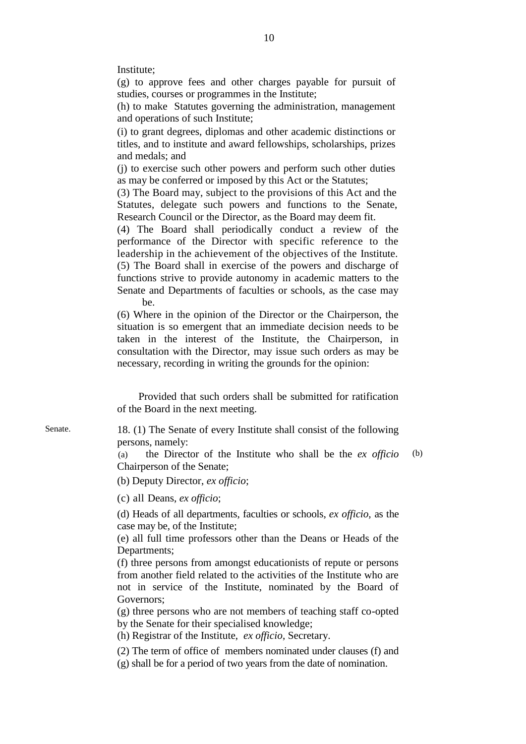Institute;

(g) to approve fees and other charges payable for pursuit of studies, courses or programmes in the Institute;

(h) to make Statutes governing the administration, management and operations of such Institute;

(i) to grant degrees, diplomas and other academic distinctions or titles, and to institute and award fellowships, scholarships, prizes and medals; and

(j) to exercise such other powers and perform such other duties as may be conferred or imposed by this Act or the Statutes;

(3) The Board may, subject to the provisions of this Act and the Statutes, delegate such powers and functions to the Senate, Research Council or the Director, as the Board may deem fit.

(4) The Board shall periodically conduct a review of the performance of the Director with specific reference to the leadership in the achievement of the objectives of the Institute.

(5) The Board shall in exercise of the powers and discharge of functions strive to provide autonomy in academic matters to the Senate and Departments of faculties or schools, as the case may be.

(6) Where in the opinion of the Director or the Chairperson, the situation is so emergent that an immediate decision needs to be taken in the interest of the Institute, the Chairperson, in consultation with the Director, may issue such orders as may be necessary, recording in writing the grounds for the opinion:

Provided that such orders shall be submitted for ratification of the Board in the next meeting.

Senate.

18. (1) The Senate of every Institute shall consist of the following persons, namely:

(a) the Director of the Institute who shall be the *ex officio* Chairperson of the Senate;

(b) Deputy Director, *ex officio*;

(c) all Deans, *ex officio*;

(d) Heads of all departments, faculties or schools, *ex officio*, as the case may be, of the Institute;

(e) all full time professors other than the Deans or Heads of the Departments;

(f) three persons from amongst educationists of repute or persons from another field related to the activities of the Institute who are not in service of the Institute, nominated by the Board of Governors;

(g) three persons who are not members of teaching staff co-opted by the Senate for their specialised knowledge;

(h) Registrar of the Institute, *ex officio*, Secretary.

(2) The term of office of members nominated under clauses (f) and (g) shall be for a period of two years from the date of nomination.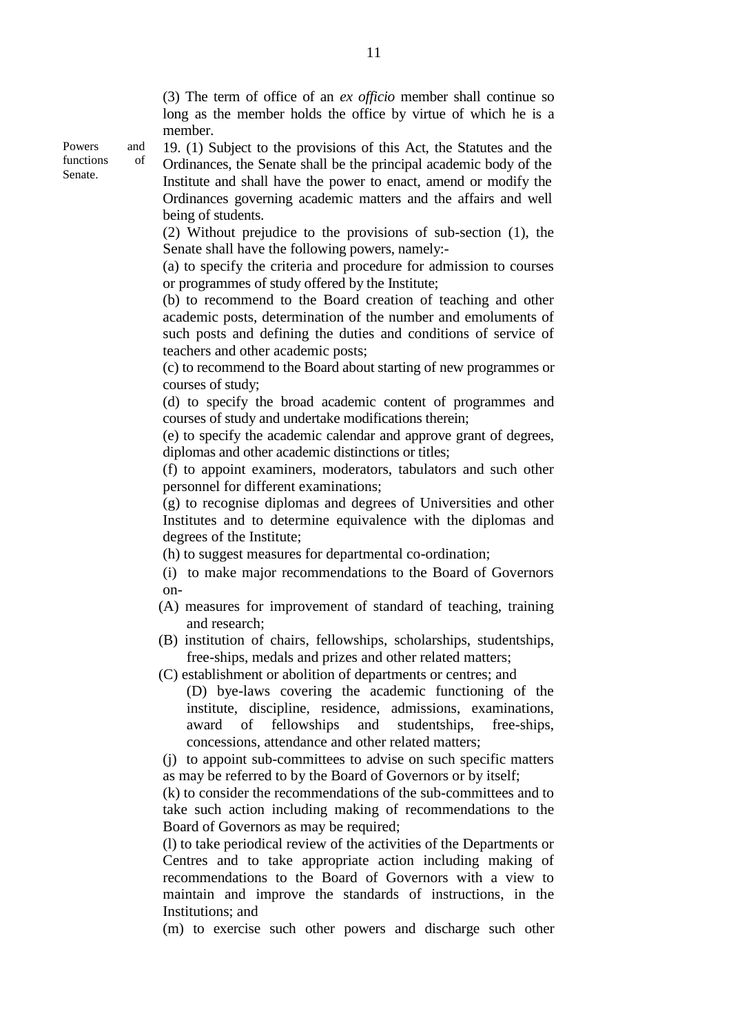(3) The term of office of an *ex officio* member shall continue so long as the member holds the office by virtue of which he is a member.

Powers and functions of Senate.

19. (1) Subject to the provisions of this Act, the Statutes and the Ordinances, the Senate shall be the principal academic body of the Institute and shall have the power to enact, amend or modify the Ordinances governing academic matters and the affairs and well being of students.

(2) Without prejudice to the provisions of sub-section (1), the Senate shall have the following powers, namely:-

(a) to specify the criteria and procedure for admission to courses or programmes of study offered by the Institute;

(b) to recommend to the Board creation of teaching and other academic posts, determination of the number and emoluments of such posts and defining the duties and conditions of service of teachers and other academic posts;

(c) to recommend to the Board about starting of new programmes or courses of study;

(d) to specify the broad academic content of programmes and courses of study and undertake modifications therein;

(e) to specify the academic calendar and approve grant of degrees, diplomas and other academic distinctions or titles;

(f) to appoint examiners, moderators, tabulators and such other personnel for different examinations;

(g) to recognise diplomas and degrees of Universities and other Institutes and to determine equivalence with the diplomas and degrees of the Institute;

(h) to suggest measures for departmental co-ordination;

(i) to make major recommendations to the Board of Governors on-

(A) measures for improvement of standard of teaching, training and research;

(B) institution of chairs, fellowships, scholarships, studentships, free-ships, medals and prizes and other related matters;

(C) establishment or abolition of departments or centres; and

(D) bye-laws covering the academic functioning of the institute, discipline, residence, admissions, examinations, award of fellowships and studentships, free-ships, concessions, attendance and other related matters;

(j) to appoint sub-committees to advise on such specific matters as may be referred to by the Board of Governors or by itself;

(k) to consider the recommendations of the sub-committees and to take such action including making of recommendations to the Board of Governors as may be required;

(l) to take periodical review of the activities of the Departments or Centres and to take appropriate action including making of recommendations to the Board of Governors with a view to maintain and improve the standards of instructions, in the Institutions; and

(m) to exercise such other powers and discharge such other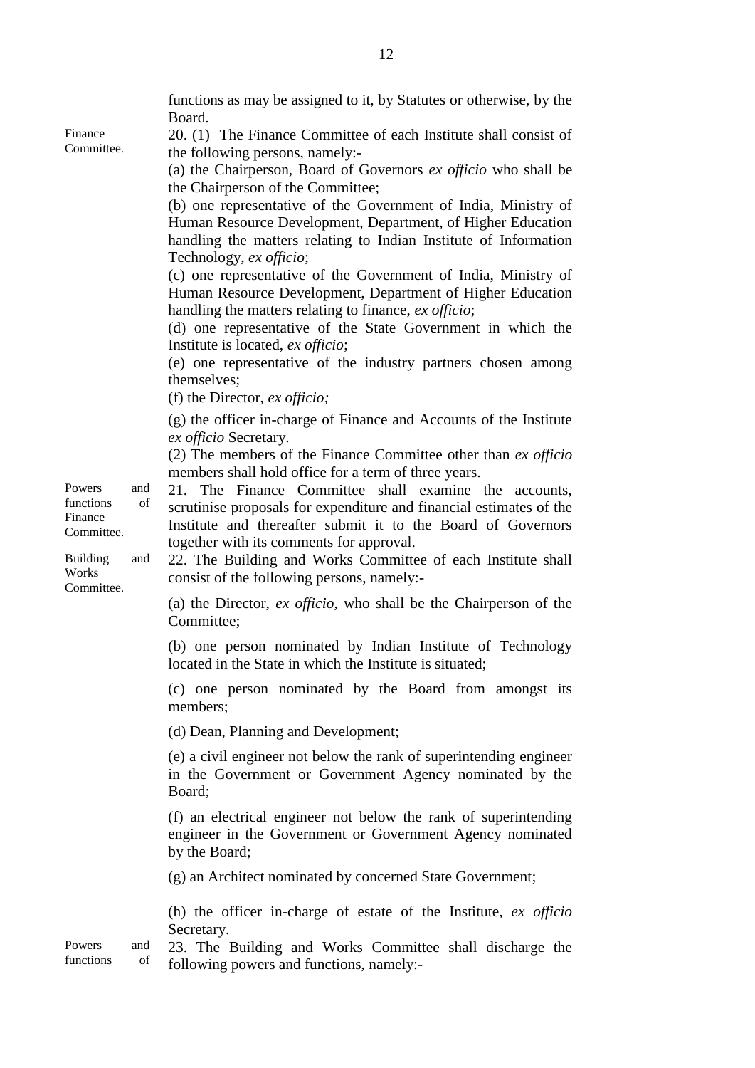functions as may be assigned to it, by Statutes or otherwise, by the Board.

Finance Committee.

20. (1) The Finance Committee of each Institute shall consist of the following persons, namely:-

(a) the Chairperson, Board of Governors *ex officio* who shall be the Chairperson of the Committee;

(b) one representative of the Government of India, Ministry of Human Resource Development, Department, of Higher Education handling the matters relating to Indian Institute of Information Technology, *ex officio*;

(c) one representative of the Government of India, Ministry of Human Resource Development, Department of Higher Education handling the matters relating to finance, *ex officio*;

(d) one representative of the State Government in which the Institute is located, *ex officio*;

(e) one representative of the industry partners chosen among themselves;

(f) the Director, *ex officio;*

(g) the officer in-charge of Finance and Accounts of the Institute *ex officio* Secretary.

(2) The members of the Finance Committee other than *ex officio* members shall hold office for a term of three years.

Powers and functions of Finance Committee.

21. The Finance Committee shall examine the accounts, scrutinise proposals for expenditure and financial estimates of the Institute and thereafter submit it to the Board of Governors together with its comments for approval.

Building and Works Committee.

22. The Building and Works Committee of each Institute shall consist of the following persons, namely:-

(a) the Director, *ex officio*, who shall be the Chairperson of the Committee;

(b) one person nominated by Indian Institute of Technology located in the State in which the Institute is situated;

(c) one person nominated by the Board from amongst its members;

(d) Dean, Planning and Development;

(e) a civil engineer not below the rank of superintending engineer in the Government or Government Agency nominated by the Board;

(f) an electrical engineer not below the rank of superintending engineer in the Government or Government Agency nominated by the Board;

(g) an Architect nominated by concerned State Government;

(h) the officer in-charge of estate of the Institute, *ex officio* Secretary.

Powers and functions of

23. The Building and Works Committee shall discharge the following powers and functions, namely:-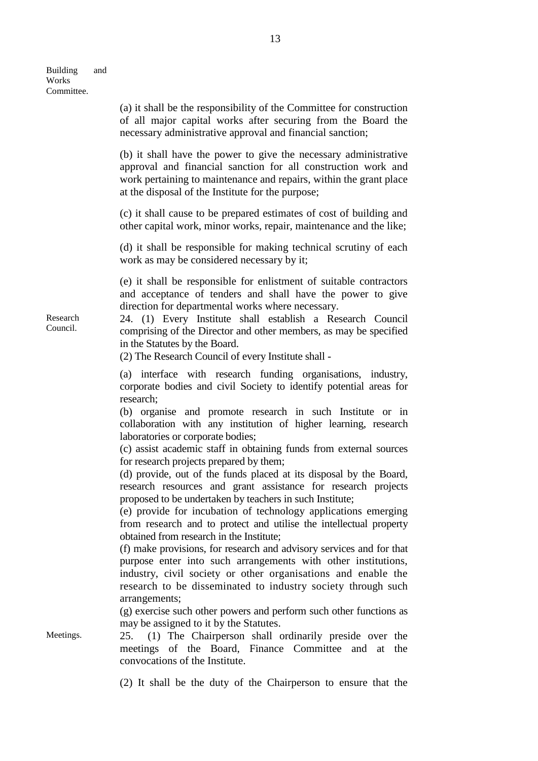Building and Works Committee.

(a) it shall be the responsibility of the Committee for construction of all major capital works after securing from the Board the necessary administrative approval and financial sanction;

(b) it shall have the power to give the necessary administrative approval and financial sanction for all construction work and work pertaining to maintenance and repairs, within the grant place at the disposal of the Institute for the purpose;

(c) it shall cause to be prepared estimates of cost of building and other capital work, minor works, repair, maintenance and the like;

(d) it shall be responsible for making technical scrutiny of each work as may be considered necessary by it;

(e) it shall be responsible for enlistment of suitable contractors and acceptance of tenders and shall have the power to give direction for departmental works where necessary.

Research Council.

24. (1) Every Institute shall establish a Research Council comprising of the Director and other members, as may be specified in the Statutes by the Board.

(2) The Research Council of every Institute shall -

(a) interface with research funding organisations, industry, corporate bodies and civil Society to identify potential areas for research;

(b) organise and promote research in such Institute or in collaboration with any institution of higher learning, research laboratories or corporate bodies;

(c) assist academic staff in obtaining funds from external sources for research projects prepared by them;

(d) provide, out of the funds placed at its disposal by the Board, research resources and grant assistance for research projects proposed to be undertaken by teachers in such Institute;

(e) provide for incubation of technology applications emerging from research and to protect and utilise the intellectual property obtained from research in the Institute;

(f) make provisions, for research and advisory services and for that purpose enter into such arrangements with other institutions, industry, civil society or other organisations and enable the research to be disseminated to industry society through such arrangements;

(g) exercise such other powers and perform such other functions as may be assigned to it by the Statutes.

Meetings.

25. (1) The Chairperson shall ordinarily preside over the meetings of the Board, Finance Committee and at the convocations of the Institute.

(2) It shall be the duty of the Chairperson to ensure that the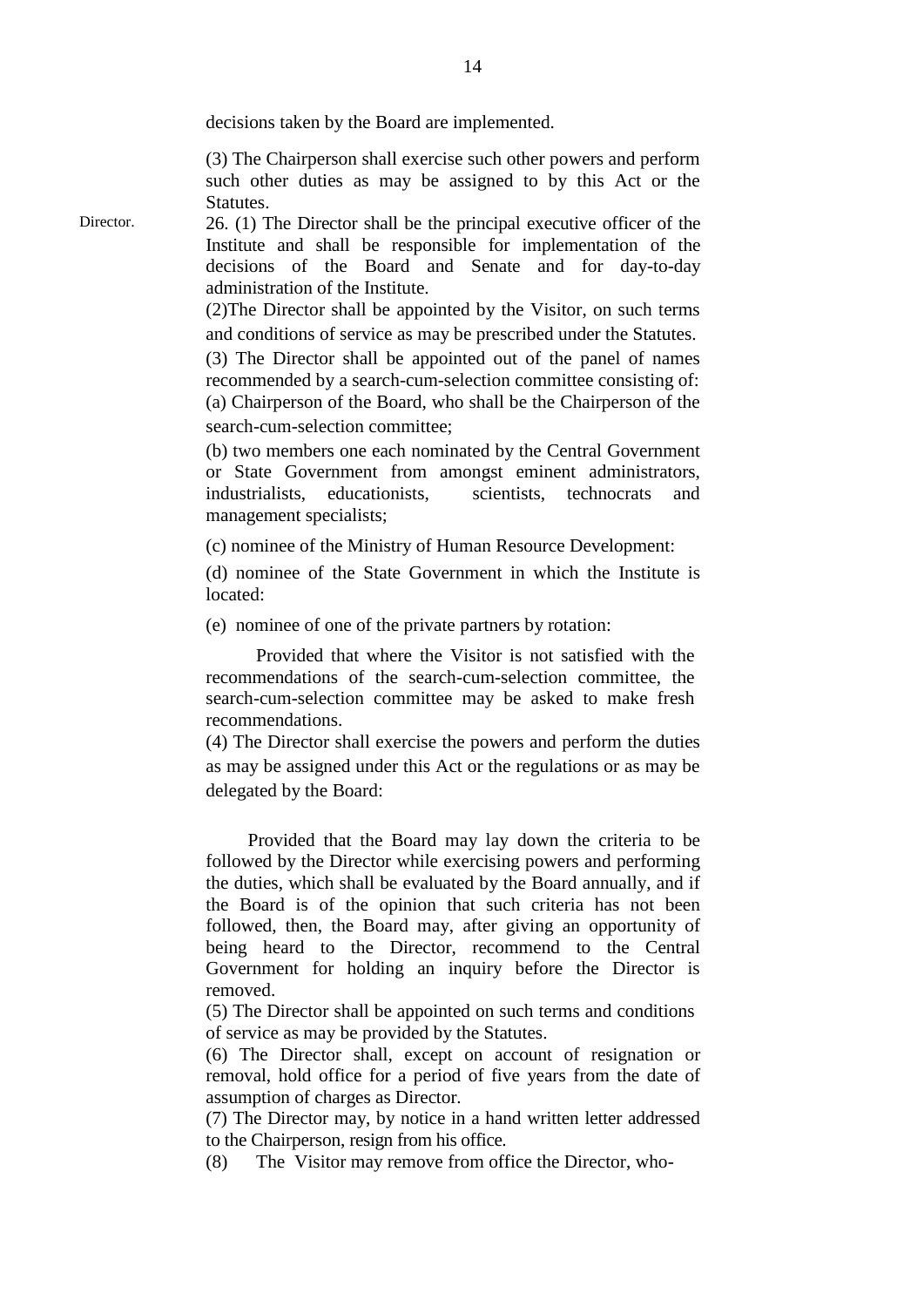decisions taken by the Board are implemented.

(3) The Chairperson shall exercise such other powers and perform such other duties as may be assigned to by this Act or the Statutes.

Director.

26. (1) The Director shall be the principal executive officer of the Institute and shall be responsible for implementation of the decisions of the Board and Senate and for day-to-day administration of the Institute.

(2)The Director shall be appointed by the Visitor, on such terms and conditions of service as may be prescribed under the Statutes.

(3) The Director shall be appointed out of the panel of names recommended by a search-cum-selection committee consisting of:

(a) Chairperson of the Board, who shall be the Chairperson of the search-cum-selection committee;

(b) two members one each nominated by the Central Government or State Government from amongst eminent administrators, industrialists, educationists, scientists, technocrats and management specialists;

(c) nominee of the Ministry of Human Resource Development:

(d) nominee of the State Government in which the Institute is located:

(e) nominee of one of the private partners by rotation:

Provided that where the Visitor is not satisfied with the recommendations of the search-cum-selection committee, the search-cum-selection committee may be asked to make fresh recommendations.

(4) The Director shall exercise the powers and perform the duties as may be assigned under this Act or the regulations or as may be delegated by the Board:

Provided that the Board may lay down the criteria to be followed by the Director while exercising powers and performing the duties, which shall be evaluated by the Board annually, and if the Board is of the opinion that such criteria has not been followed, then, the Board may, after giving an opportunity of being heard to the Director, recommend to the Central Government for holding an inquiry before the Director is removed.

(5) The Director shall be appointed on such terms and conditions of service as may be provided by the Statutes.

(6) The Director shall, except on account of resignation or removal, hold office for a period of five years from the date of assumption of charges as Director.

(7) The Director may, by notice in a hand written letter addressed to the Chairperson, resign from his office.

(8) The Visitor may remove from office the Director, who-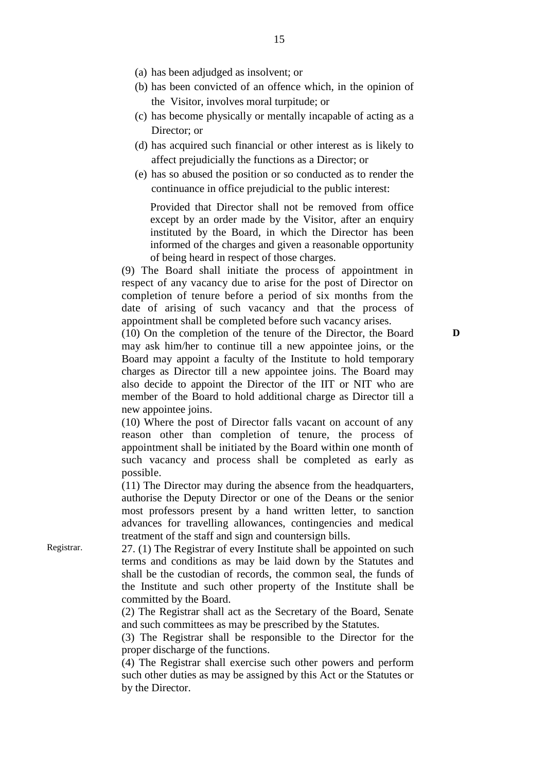(a) has been adjudged as insolvent; or

(b) has been convicted of an offence which, in the opinion of the Visitor, involves moral turpitude; or

(c) has become physically or mentally incapable of acting as a Director; or

(d) has acquired such financial or other interest as is likely to affect prejudicially the functions as a Director; or

(e) has so abused the position or so conducted as to render the continuance in office prejudicial to the public interest:

Provided that Director shall not be removed from office except by an order made by the Visitor, after an enquiry instituted by the Board, in which the Director has been informed of the charges and given a reasonable opportunity of being heard in respect of those charges.

(9) The Board shall initiate the process of appointment in respect of any vacancy due to arise for the post of Director on completion of tenure before a period of six months from the date of arising of such vacancy and that the process of appointment shall be completed before such vacancy arises.

(10) On the completion of the tenure of the Director, the Board may ask him/her to continue till a new appointee joins, or the Board may appoint a faculty of the Institute to hold temporary charges as Director till a new appointee joins. The Board may also decide to appoint the Director of the IIT or NIT who are member of the Board to hold additional charge as Director till a new appointee joins.

D

(10) Where the post of Director falls vacant on account of any reason other than completion of tenure, the process of appointment shall be initiated by the Board within one month of such vacancy and process shall be completed as early as possible.

(11) The Director may during the absence from the headquarters, authorise the Deputy Director or one of the Deans or the senior most professors present by a hand written letter, to sanction advances for travelling allowances, contingencies and medical treatment of the staff and sign and countersign bills.

Registrar.

27. (1) The Registrar of every Institute shall be appointed on such terms and conditions as may be laid down by the Statutes and shall be the custodian of records, the common seal, the funds of the Institute and such other property of the Institute shall be committed by the Board.

(2) The Registrar shall act as the Secretary of the Board, Senate and such committees as may be prescribed by the Statutes.

(3) The Registrar shall be responsible to the Director for the proper discharge of the functions.

(4) The Registrar shall exercise such other powers and perform such other duties as may be assigned by this Act or the Statutes or by the Director.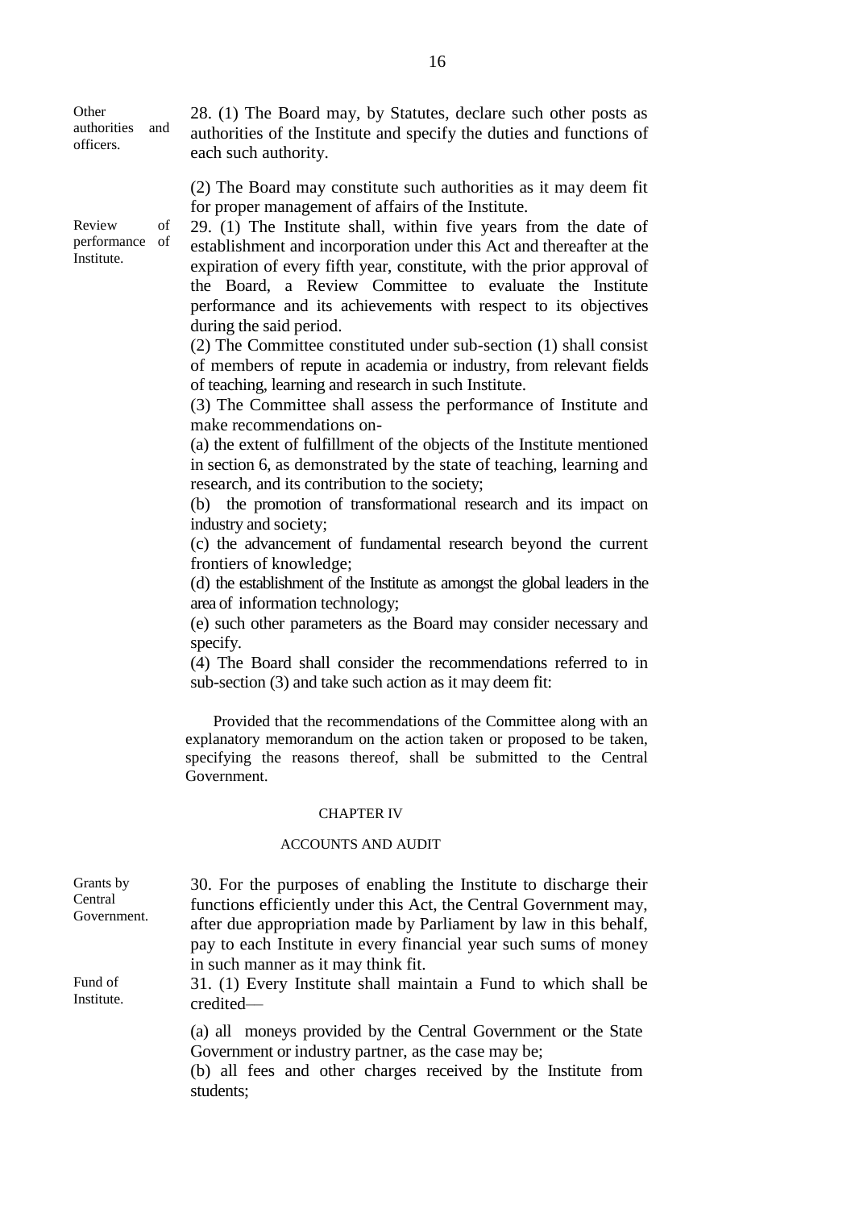**Other authorities and officers.**

28. (1) The Board may, by Statutes, declare such other posts as authorities of the Institute and specify the duties and functions of each such authority.

(2) The Board may constitute such authorities as it may deem fit for proper management of affairs of the Institute.

**Review of performance of Institute.**

29. (1) The Institute shall, within five years from the date of establishment and incorporation under this Act and thereafter at the expiration of every fifth year, constitute, with the prior approval of the Board, a Review Committee to evaluate the Institute performance and its achievements with respect to its objectives during the said period.

(2) The Committee constituted under sub-section (1) shall consist of members of repute in academia or industry, from relevant fields of teaching, learning and research in such Institute.

(3) The Committee shall assess the performance of Institute and make recommendations on-

(a) the extent of fulfillment of the objects of the Institute mentioned in section 6, as demonstrated by the state of teaching, learning and research, and its contribution to the society;

(b) the promotion of transformational research and its impact on industry and society;

(c) the advancement of fundamental research beyond the current frontiers of knowledge;

(d) the establishment of the Institute as amongst the global leaders in the area of information technology;

(e) such other parameters as the Board may consider necessary and specify.

(4) The Board shall consider the recommendations referred to in sub-section (3) and take such action as it may deem fit:

Provided that the recommendations of the Committee along with an explanatory memorandum on the action taken or proposed to be taken, specifying the reasons thereof, shall be submitted to the Central Government.

## CHAPTER IV

## ACCOUNTS AND AUDIT

**Grants by Central Government.**

30. For the purposes of enabling the Institute to discharge their functions efficiently under this Act, the Central Government may, after due appropriation made by Parliament by law in this behalf, pay to each Institute in every financial year such sums of money in such manner as it may think fit.

**Fund of Institute.**

31. (1) Every Institute shall maintain a Fund to which shall be credited—

(a) all moneys provided by the Central Government or the State Government or industry partner, as the case may be;

(b) all fees and other charges received by the Institute from students;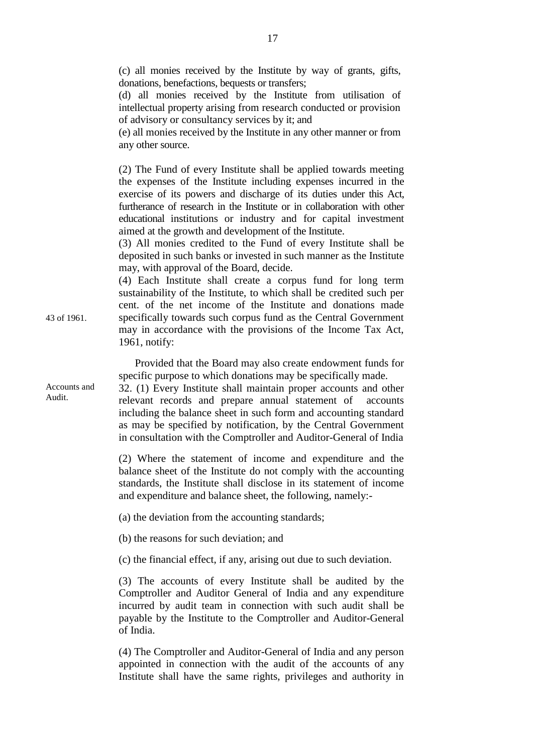(c) all monies received by the Institute by way of grants, gifts, donations, benefactions, bequests or transfers;

(d) all monies received by the Institute from utilisation of intellectual property arising from research conducted or provision of advisory or consultancy services by it; and

(e) all monies received by the Institute in any other manner or from any other source.

(2) The Fund of every Institute shall be applied towards meeting the expenses of the Institute including expenses incurred in the exercise of its powers and discharge of its duties under this Act, furtherance of research in the Institute or in collaboration with other educational institutions or industry and for capital investment aimed at the growth and development of the Institute.

(3) All monies credited to the Fund of every Institute shall be deposited in such banks or invested in such manner as the Institute may, with approval of the Board, decide.

(4) Each Institute shall create a corpus fund for long term sustainability of the Institute, to which shall be credited such per cent. of the net income of the Institute and donations made specifically towards such corpus fund as the Central Government may in accordance with the provisions of the Income Tax Act, 1961, notify:

43 of 1961.

Provided that the Board may also create endowment funds for specific purpose to which donations may be specifically made.

Accounts and Audit.

32. (1) Every Institute shall maintain proper accounts and other relevant records and prepare annual statement of accounts including the balance sheet in such form and accounting standard as may be specified by notification, by the Central Government in consultation with the Comptroller and Auditor-General of India

(2) Where the statement of income and expenditure and the balance sheet of the Institute do not comply with the accounting standards, the Institute shall disclose in its statement of income and expenditure and balance sheet, the following, namely:-

(a) the deviation from the accounting standards;

(b) the reasons for such deviation; and

(c) the financial effect, if any, arising out due to such deviation.

(3) The accounts of every Institute shall be audited by the Comptroller and Auditor General of India and any expenditure incurred by audit team in connection with such audit shall be payable by the Institute to the Comptroller and Auditor-General of India.

(4) The Comptroller and Auditor-General of India and any person appointed in connection with the audit of the accounts of any Institute shall have the same rights, privileges and authority in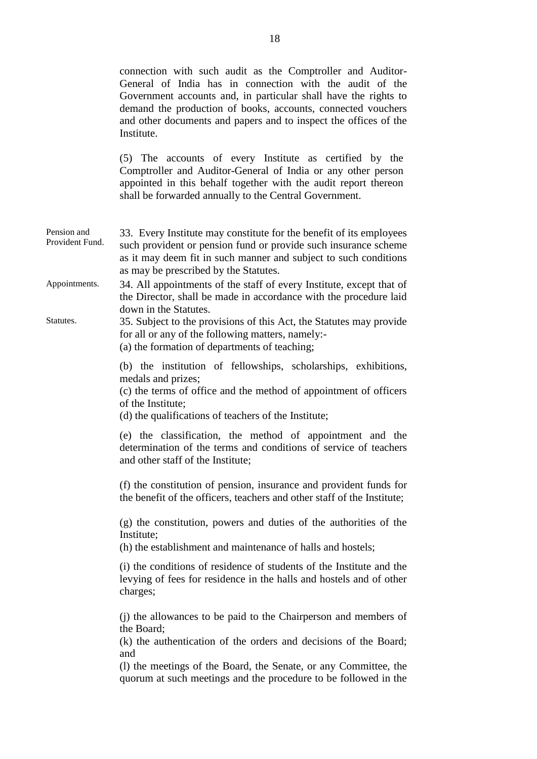connection with such audit as the Comptroller and Auditor-General of India has in connection with the audit of the Government accounts and, in particular shall have the rights to demand the production of books, accounts, connected vouchers and other documents and papers and to inspect the offices of the Institute.

(5) The accounts of every Institute as certified by the Comptroller and Auditor-General of India or any other person appointed in this behalf together with the audit report thereon shall be forwarded annually to the Central Government.

Pension and Provident Fund.

33. Every Institute may constitute for the benefit of its employees such provident or pension fund or provide such insurance scheme as it may deem fit in such manner and subject to such conditions as may be prescribed by the Statutes.

Appointments.

34. All appointments of the staff of every Institute, except that of the Director, shall be made in accordance with the procedure laid down in the Statutes.

Statutes.

35. Subject to the provisions of this Act, the Statutes may provide for all or any of the following matters, namely:-

(a) the formation of departments of teaching;

(b) the institution of fellowships, scholarships, exhibitions, medals and prizes;

(c) the terms of office and the method of appointment of officers of the Institute;

(d) the qualifications of teachers of the Institute;

(e) the classification, the method of appointment and the determination of the terms and conditions of service of teachers and other staff of the Institute;

(f) the constitution of pension, insurance and provident funds for the benefit of the officers, teachers and other staff of the Institute;

(g) the constitution, powers and duties of the authorities of the Institute;

(h) the establishment and maintenance of halls and hostels;

(i) the conditions of residence of students of the Institute and the levying of fees for residence in the halls and hostels and of other charges;

(j) the allowances to be paid to the Chairperson and members of the Board;

(k) the authentication of the orders and decisions of the Board; and

(l) the meetings of the Board, the Senate, or any Committee, the quorum at such meetings and the procedure to be followed in the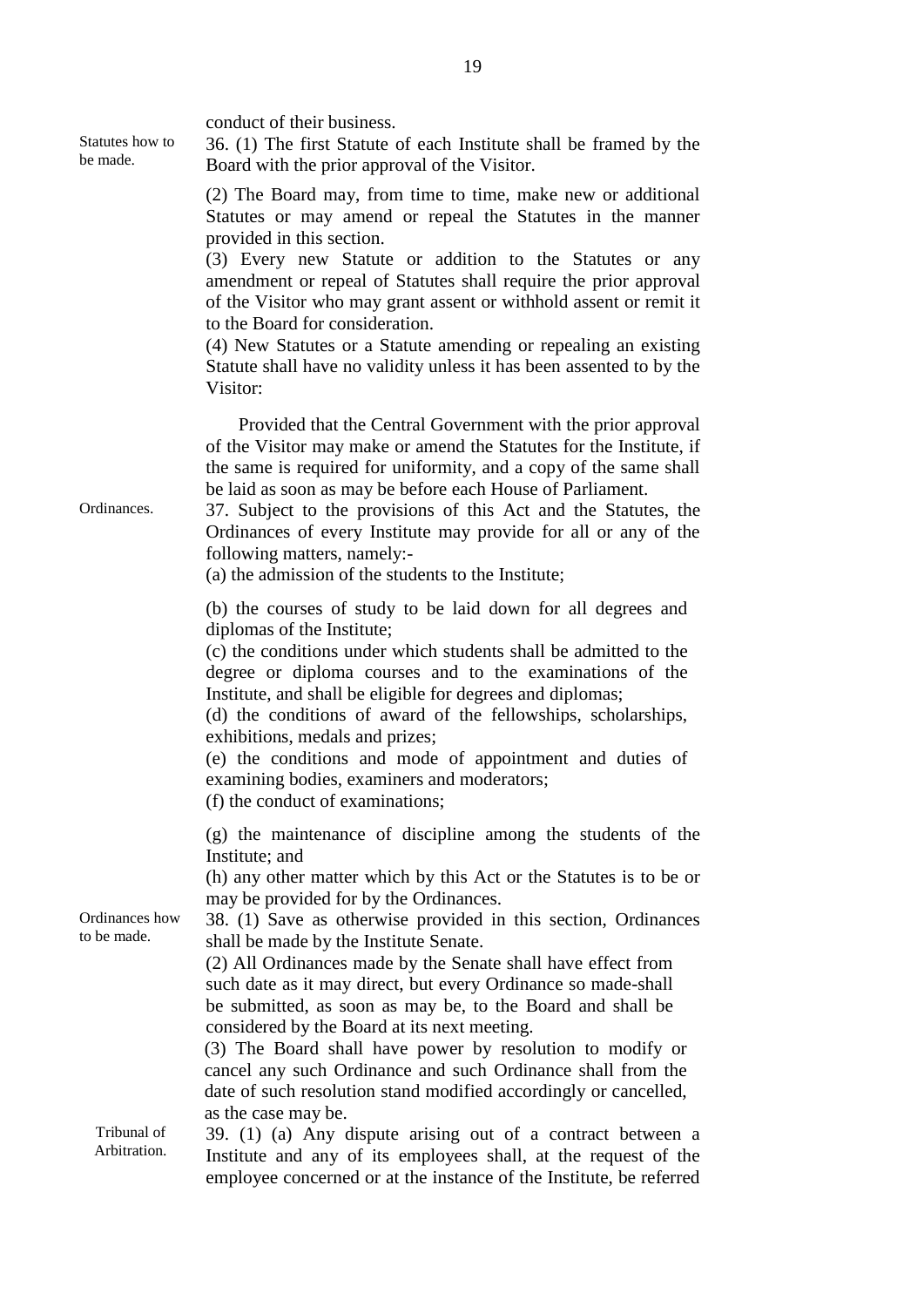conduct of their business.

**Statutes how to be made.**

36. (1) The first Statute of each Institute shall be framed by the Board with the prior approval of the Visitor.

(2) The Board may, from time to time, make new or additional Statutes or may amend or repeal the Statutes in the manner provided in this section.

(3) Every new Statute or addition to the Statutes or any amendment or repeal of Statutes shall require the prior approval of the Visitor who may grant assent or withhold assent or remit it to the Board for consideration.

(4) New Statutes or a Statute amending or repealing an existing Statute shall have no validity unless it has been assented to by the Visitor:

Provided that the Central Government with the prior approval of the Visitor may make or amend the Statutes for the Institute, if the same is required for uniformity, and a copy of the same shall be laid as soon as may be before each House of Parliament.

**Ordinances.**

37. Subject to the provisions of this Act and the Statutes, the Ordinances of every Institute may provide for all or any of the following matters, namely:-

(a) the admission of the students to the Institute;

(b) the courses of study to be laid down for all degrees and diplomas of the Institute;

(c) the conditions under which students shall be admitted to the degree or diploma courses and to the examinations of the Institute, and shall be eligible for degrees and diplomas;

(d) the conditions of award of the fellowships, scholarships, exhibitions, medals and prizes;

(e) the conditions and mode of appointment and duties of examining bodies, examiners and moderators;

(f) the conduct of examinations;

(g) the maintenance of discipline among the students of the Institute; and

(h) any other matter which by this Act or the Statutes is to be or may be provided for by the Ordinances.

**Ordinances how to be made.**

38. (1) Save as otherwise provided in this section, Ordinances shall be made by the Institute Senate.

(2) All Ordinances made by the Senate shall have effect from such date as it may direct, but every Ordinance so made-shall be submitted, as soon as may be, to the Board and shall be considered by the Board at its next meeting.

(3) The Board shall have power by resolution to modify or cancel any such Ordinance and such Ordinance shall from the date of such resolution stand modified accordingly or cancelled, as the case may be.

**Tribunal of Arbitration.**

39. (1) (a) Any dispute arising out of a contract between a Institute and any of its employees shall, at the request of the employee concerned or at the instance of the Institute, be referred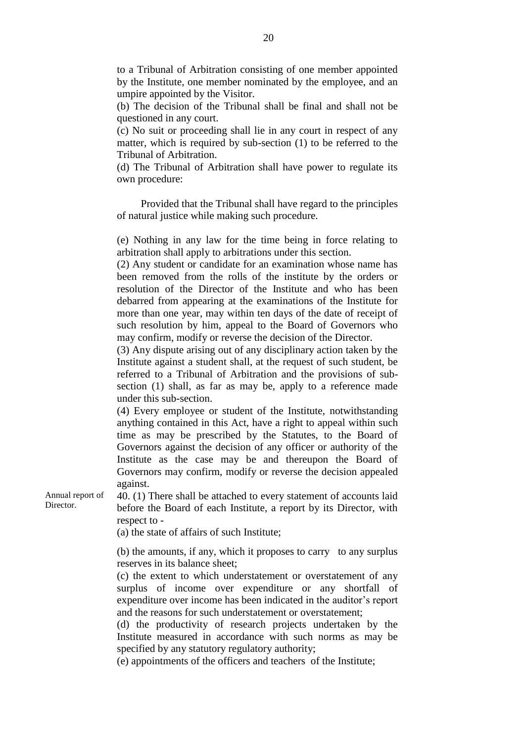to a Tribunal of Arbitration consisting of one member appointed by the Institute, one member nominated by the employee, and an umpire appointed by the Visitor.

(b) The decision of the Tribunal shall be final and shall not be questioned in any court.

(c) No suit or proceeding shall lie in any court in respect of any matter, which is required by sub-section (1) to be referred to the Tribunal of Arbitration.

(d) The Tribunal of Arbitration shall have power to regulate its own procedure:

Provided that the Tribunal shall have regard to the principles of natural justice while making such procedure.

(e) Nothing in any law for the time being in force relating to arbitration shall apply to arbitrations under this section.

(2) Any student or candidate for an examination whose name has been removed from the rolls of the institute by the orders or resolution of the Director of the Institute and who has been debarred from appearing at the examinations of the Institute for more than one year, may within ten days of the date of receipt of such resolution by him, appeal to the Board of Governors who may confirm, modify or reverse the decision of the Director.

(3) Any dispute arising out of any disciplinary action taken by the Institute against a student shall, at the request of such student, be referred to a Tribunal of Arbitration and the provisions of sub-section (1) shall, as far as may be, apply to a reference made under this sub-section.

(4) Every employee or student of the Institute, notwithstanding anything contained in this Act, have a right to appeal within such time as may be prescribed by the Statutes, to the Board of Governors against the decision of any officer or authority of the Institute as the case may be and thereupon the Board of Governors may confirm, modify or reverse the decision appealed against.

*Annual report of Director.*

40. (1) There shall be attached to every statement of accounts laid before the Board of each Institute, a report by its Director, with respect to -

(a) the state of affairs of such Institute;

(b) the amounts, if any, which it proposes to carry to any surplus reserves in its balance sheet;

(c) the extent to which understatement or overstatement of any surplus of income over expenditure or any shortfall of expenditure over income has been indicated in the auditor's report and the reasons for such understatement or overstatement;

(d) the productivity of research projects undertaken by the Institute measured in accordance with such norms as may be specified by any statutory regulatory authority;

(e) appointments of the officers and teachers of the Institute;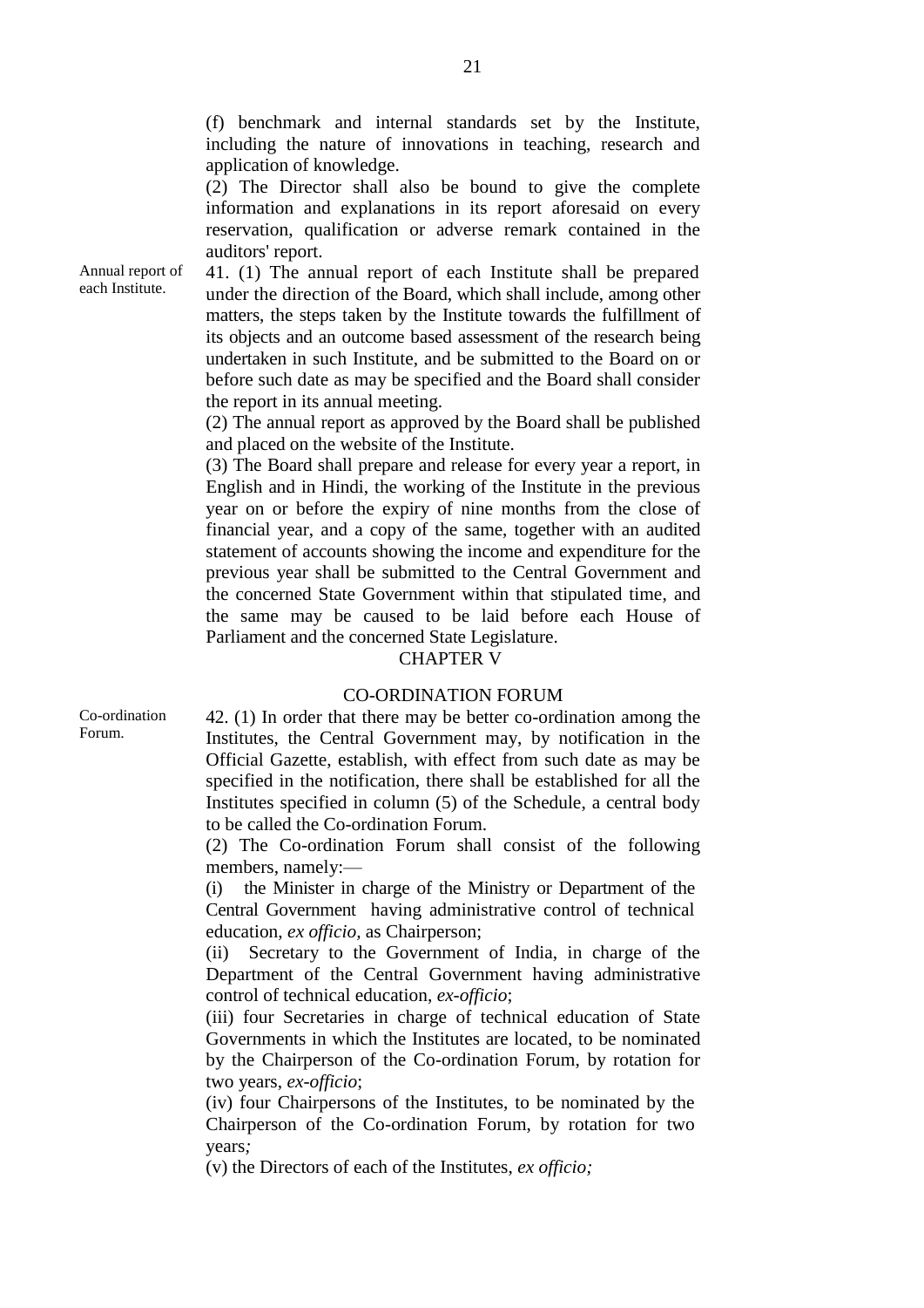(f) benchmark and internal standards set by the Institute, including the nature of innovations in teaching, research and application of knowledge.

(2) The Director shall also be bound to give the complete information and explanations in its report aforesaid on every reservation, qualification or adverse remark contained in the auditors' report.

Annual report of each Institute.

41. (1) The annual report of each Institute shall be prepared under the direction of the Board, which shall include, among other matters, the steps taken by the Institute towards the fulfillment of its objects and an outcome based assessment of the research being undertaken in such Institute, and be submitted to the Board on or before such date as may be specified and the Board shall consider the report in its annual meeting.

(2) The annual report as approved by the Board shall be published and placed on the website of the Institute.

(3) The Board shall prepare and release for every year a report, in English and in Hindi, the working of the Institute in the previous year on or before the expiry of nine months from the close of financial year, and a copy of the same, together with an audited statement of accounts showing the income and expenditure for the previous year shall be submitted to the Central Government and the concerned State Government within that stipulated time, and the same may be caused to be laid before each House of Parliament and the concerned State Legislature.

## CHAPTER V

## CO-ORDINATION FORUM

Co-ordination Forum.

42. (1) In order that there may be better co-ordination among the Institutes, the Central Government may, by notification in the Official Gazette, establish, with effect from such date as may be specified in the notification, there shall be established for all the Institutes specified in column (5) of the Schedule, a central body to be called the Co-ordination Forum.

(2) The Co-ordination Forum shall consist of the following members, namely:—

(i) the Minister in charge of the Ministry or Department of the Central Government having administrative control of technical education, *ex officio*, as Chairperson;

(ii) Secretary to the Government of India, in charge of the Department of the Central Government having administrative control of technical education, *ex-officio*;

(iii) four Secretaries in charge of technical education of State Governments in which the Institutes are located, to be nominated by the Chairperson of the Co-ordination Forum, by rotation for two years, *ex-officio*;

(iv) four Chairpersons of the Institutes, to be nominated by the Chairperson of the Co-ordination Forum, by rotation for two years;

(v) the Directors of each of the Institutes, *ex officio;*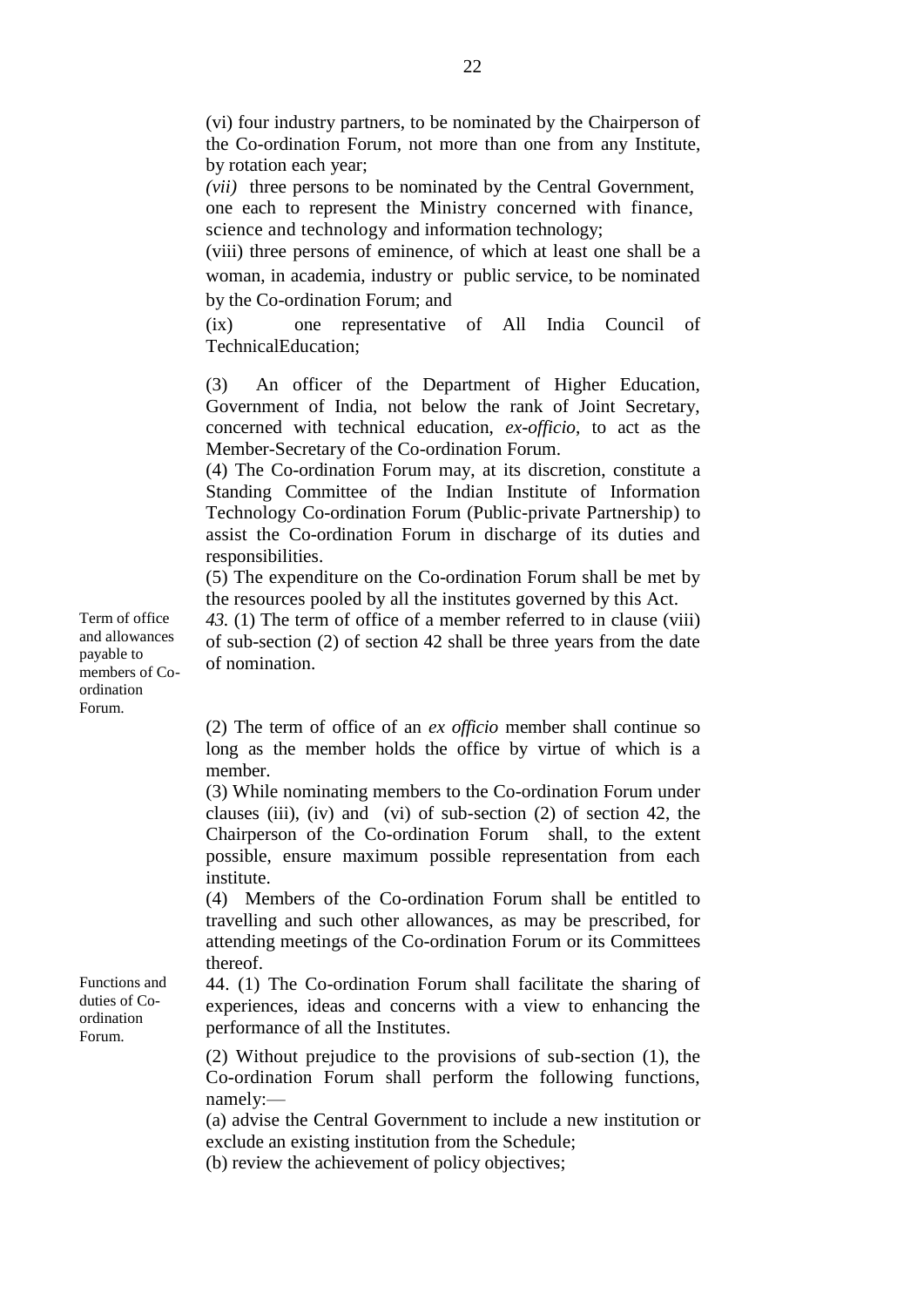(vi) four industry partners, to be nominated by the Chairperson of the Co-ordination Forum, not more than one from any Institute, by rotation each year;

*(vii)* three persons to be nominated by the Central Government, one each to represent the Ministry concerned with finance, science and technology and information technology;

(viii) three persons of eminence, of which at least one shall be a woman, in academia, industry or public service, to be nominated by the Co-ordination Forum; and

(ix) one representative of All India Council of TechnicalEducation;

(3) An officer of the Department of Higher Education, Government of India, not below the rank of Joint Secretary, concerned with technical education, *ex-officio*, to act as the Member-Secretary of the Co-ordination Forum.

(4) The Co-ordination Forum may, at its discretion, constitute a Standing Committee of the Indian Institute of Information Technology Co-ordination Forum (Public-private Partnership) to assist the Co-ordination Forum in discharge of its duties and responsibilities.

(5) The expenditure on the Co-ordination Forum shall be met by the resources pooled by all the institutes governed by this Act.

Term of office and allowances payable to members of Co-ordination Forum.

*43.* (1) The term of office of a member referred to in clause (viii) of sub-section (2) of section 42 shall be three years from the date of nomination.

(2) The term of office of an *ex officio* member shall continue so long as the member holds the office by virtue of which is a member.

(3) While nominating members to the Co-ordination Forum under clauses (iii), (iv) and (vi) of sub-section (2) of section 42, the Chairperson of the Co-ordination Forum shall, to the extent possible, ensure maximum possible representation from each institute.

(4) Members of the Co-ordination Forum shall be entitled to travelling and such other allowances, as may be prescribed, for attending meetings of the Co-ordination Forum or its Committees thereof.

Functions and duties of Co-ordination Forum.

44. (1) The Co-ordination Forum shall facilitate the sharing of experiences, ideas and concerns with a view to enhancing the performance of all the Institutes.

(2) Without prejudice to the provisions of sub-section (1), the Co-ordination Forum shall perform the following functions, namely:—

(a) advise the Central Government to include a new institution or exclude an existing institution from the Schedule;

(b) review the achievement of policy objectives;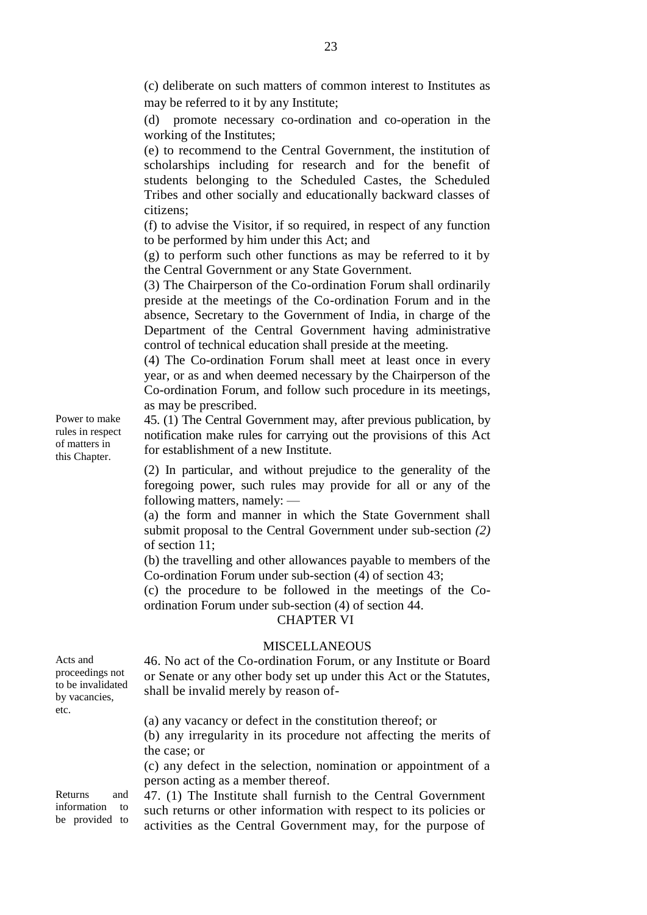(c) deliberate on such matters of common interest to Institutes as may be referred to it by any Institute;

(d) promote necessary co-ordination and co-operation in the working of the Institutes;

(e) to recommend to the Central Government, the institution of scholarships including for research and for the benefit of students belonging to the Scheduled Castes, the Scheduled Tribes and other socially and educationally backward classes of citizens;

(f) to advise the Visitor, if so required, in respect of any function to be performed by him under this Act; and

(g) to perform such other functions as may be referred to it by the Central Government or any State Government.

(3) The Chairperson of the Co-ordination Forum shall ordinarily preside at the meetings of the Co-ordination Forum and in the absence, Secretary to the Government of India, in charge of the Department of the Central Government having administrative control of technical education shall preside at the meeting.

(4) The Co-ordination Forum shall meet at least once in every year, or as and when deemed necessary by the Chairperson of the Co-ordination Forum, and follow such procedure in its meetings, as may be prescribed.

*Power to make rules in respect of matters in this Chapter.*

45. (1) The Central Government may, after previous publication, by notification make rules for carrying out the provisions of this Act for establishment of a new Institute.

(2) In particular, and without prejudice to the generality of the foregoing power, such rules may provide for all or any of the following matters, namely: —

(a) the form and manner in which the State Government shall submit proposal to the Central Government under sub-section *(2)* of section 11;

(b) the travelling and other allowances payable to members of the Co-ordination Forum under sub-section (4) of section 43;

(c) the procedure to be followed in the meetings of the Co-ordination Forum under sub-section (4) of section 44.

## CHAPTER VI

## MISCELLANEOUS

*Acts and proceedings not to be invalidated by vacancies, etc.*

46. No act of the Co-ordination Forum, or any Institute or Board or Senate or any other body set up under this Act or the Statutes, shall be invalid merely by reason of-

(a) any vacancy or defect in the constitution thereof; or

(b) any irregularity in its procedure not affecting the merits of the case; or

(c) any defect in the selection, nomination or appointment of a person acting as a member thereof.

*Returns and information to be provided to*

47. (1) The Institute shall furnish to the Central Government such returns or other information with respect to its policies or activities as the Central Government may, for the purpose of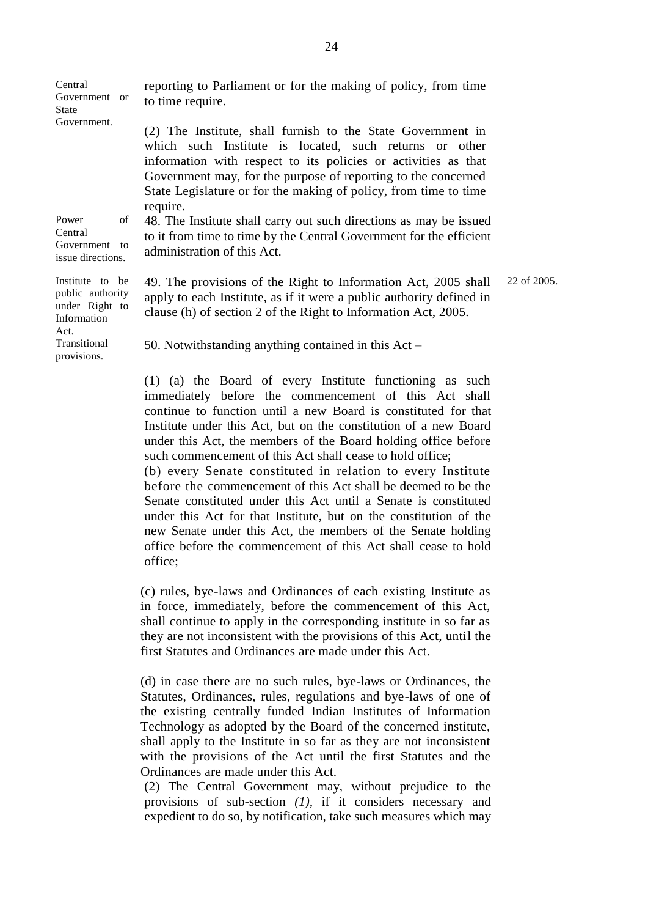Central Government or State Government.

reporting to Parliament or for the making of policy, from time to time require.

(2) The Institute, shall furnish to the State Government in which such Institute is located, such returns or other information with respect to its policies or activities as that Government may, for the purpose of reporting to the concerned State Legislature or for the making of policy, from time to time require.

Power of Central Government to issue directions.

48. The Institute shall carry out such directions as may be issued to it from time to time by the Central Government for the efficient administration of this Act.

Institute to be public authority under Right to Information Act.

49. The provisions of the Right to Information Act, 2005 shall apply to each Institute, as if it were a public authority defined in clause (h) of section 2 of the Right to Information Act, 2005.

22 of 2005.

Transitional provisions.

50. Notwithstanding anything contained in this Act –

(1) (a) the Board of every Institute functioning as such immediately before the commencement of this Act shall continue to function until a new Board is constituted for that Institute under this Act, but on the constitution of a new Board under this Act, the members of the Board holding office before such commencement of this Act shall cease to hold office;

(b) every Senate constituted in relation to every Institute before the commencement of this Act shall be deemed to be the Senate constituted under this Act until a Senate is constituted under this Act for that Institute, but on the constitution of the new Senate under this Act, the members of the Senate holding office before the commencement of this Act shall cease to hold office;

(c) rules, bye-laws and Ordinances of each existing Institute as in force, immediately, before the commencement of this Act, shall continue to apply in the corresponding institute in so far as they are not inconsistent with the provisions of this Act, until the first Statutes and Ordinances are made under this Act.

(d) in case there are no such rules, bye-laws or Ordinances, the Statutes, Ordinances, rules, regulations and bye-laws of one of the existing centrally funded Indian Institutes of Information Technology as adopted by the Board of the concerned institute, shall apply to the Institute in so far as they are not inconsistent with the provisions of the Act until the first Statutes and the Ordinances are made under this Act.

(2) The Central Government may, without prejudice to the provisions of sub-section *(1)*, if it considers necessary and expedient to do so, by notification, take such measures which may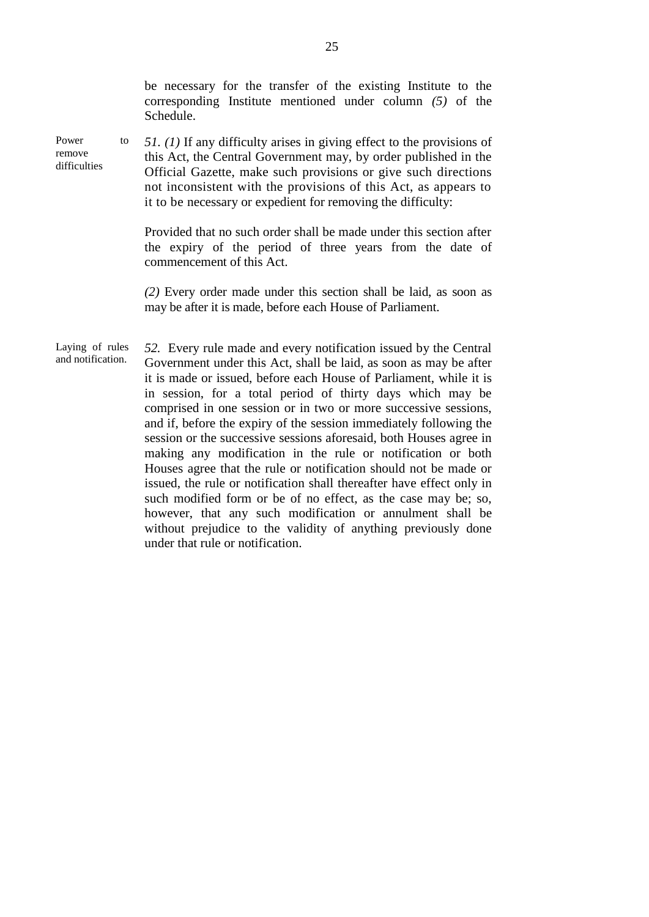be necessary for the transfer of the existing Institute to the corresponding Institute mentioned under column *(5)* of the Schedule.

Power to remove difficulties

*51. (1)* If any difficulty arises in giving effect to the provisions of this Act, the Central Government may, by order published in the Official Gazette, make such provisions or give such directions not inconsistent with the provisions of this Act, as appears to it to be necessary or expedient for removing the difficulty:

Provided that no such order shall be made under this section after the expiry of the period of three years from the date of commencement of this Act.

*(2)* Every order made under this section shall be laid, as soon as may be after it is made, before each House of Parliament.

Laying of rules and notification.

*52.* Every rule made and every notification issued by the Central Government under this Act, shall be laid, as soon as may be after it is made or issued, before each House of Parliament, while it is in session, for a total period of thirty days which may be comprised in one session or in two or more successive sessions, and if, before the expiry of the session immediately following the session or the successive sessions aforesaid, both Houses agree in making any modification in the rule or notification or both Houses agree that the rule or notification should not be made or issued, the rule or notification shall thereafter have effect only in such modified form or be of no effect, as the case may be; so, however, that any such modification or annulment shall be without prejudice to the validity of anything previously done under that rule or notification.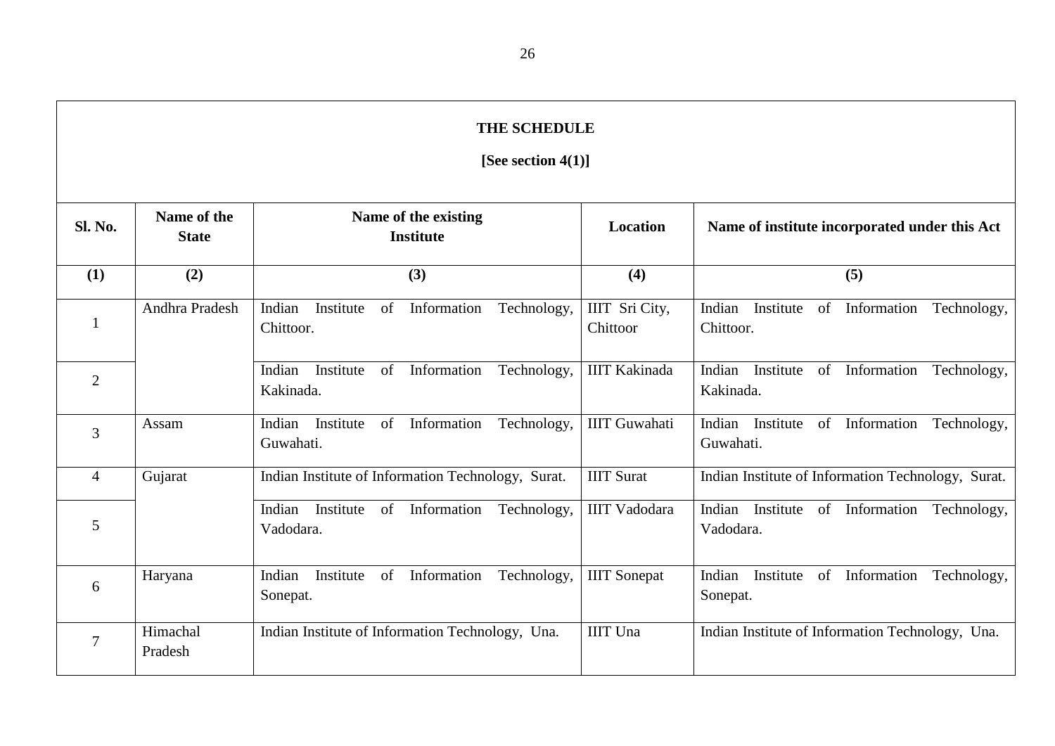**THE SCHEDULE**

**[See section 4(1)]**

| Sl. No. | Name of the State | Name of the existing Institute | Location | Name of institute incorporated under this Act |
|---|---|---|---|---|
| (1) | (2) | (3) | (4) | (5) |
| 1 | Andhra Pradesh | Indian Institute of Information Technology, Chittoor. | IIIT Sri City, Chittoor | Indian Institute of Information Technology, Chittoor. |
| 2 | | Indian Institute of Information Technology, Kakinada. | IIIT Kakinada | Indian Institute of Information Technology, Kakinada. |
| 3 | Assam | Indian Institute of Information Technology, Guwahati. | IIIT Guwahati | Indian Institute of Information Technology, Guwahati. |
| 4 | Gujarat | Indian Institute of Information Technology, Surat. | IIIT Surat | Indian Institute of Information Technology, Surat. |
| 5 | | Indian Institute of Information Technology, Vadodara. | IIIT Vadodara | Indian Institute of Information Technology, Vadodara. |
| 6 | Haryana | Indian Institute of Information Technology, Sonepat. | IIIT Sonepat | Indian Institute of Information Technology, Sonepat. |
| 7 | Himachal Pradesh | Indian Institute of Information Technology, Una. | IIIT Una | Indian Institute of Information Technology, Una. |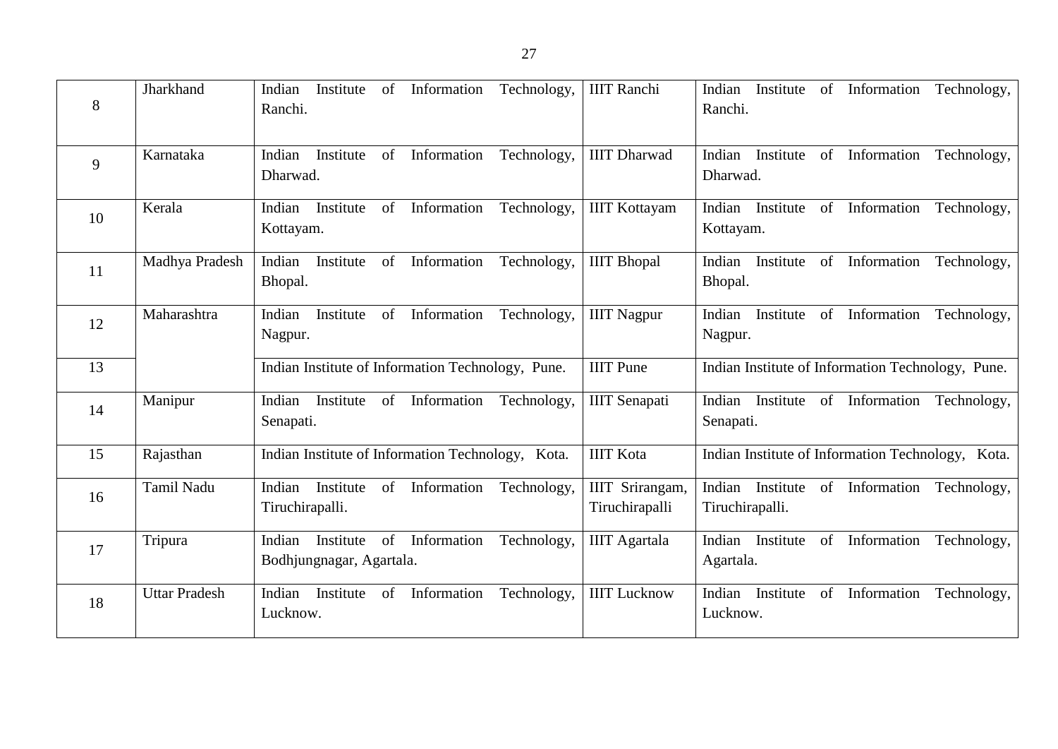| 8 | Jharkhand | Indian Institute of Information Technology, Ranchi. | IIIT Ranchi | Indian Institute of Information Technology, Ranchi. |
|---|---|---|---|---|
| 9 | Karnataka | Indian Institute of Information Technology, Dharwad. | IIIT Dharwad | Indian Institute of Information Technology, Dharwad. |
| 10 | Kerala | Indian Institute of Information Technology, Kottayam. | IIIT Kottayam | Indian Institute of Information Technology, Kottayam. |
| 11 | Madhya Pradesh | Indian Institute of Information Technology, Bhopal. | IIIT Bhopal | Indian Institute of Information Technology, Bhopal. |
| 12 | Maharashtra | Indian Institute of Information Technology, Nagpur. | IIIT Nagpur | Indian Institute of Information Technology, Nagpur. |
| 13 | | Indian Institute of Information Technology, Pune. | IIIT Pune | Indian Institute of Information Technology, Pune. |
| 14 | Manipur | Indian Institute of Information Technology, Senapati. | IIIT Senapati | Indian Institute of Information Technology, Senapati. |
| 15 | Rajasthan | Indian Institute of Information Technology, Kota. | IIIT Kota | Indian Institute of Information Technology, Kota. |
| 16 | Tamil Nadu | Indian Institute of Information Technology, Tiruchirapalli. | IIIT Srirangam, Tiruchirapalli | Indian Institute of Information Technology, Tiruchirapalli. |
| 17 | Tripura | Indian Institute of Information Technology, Bodhjungnagar, Agartala. | IIIT Agartala | Indian Institute of Information Technology, Agartala. |
| 18 | Uttar Pradesh | Indian Institute of Information Technology, Lucknow. | IIIT Lucknow | Indian Institute of Information Technology, Lucknow. |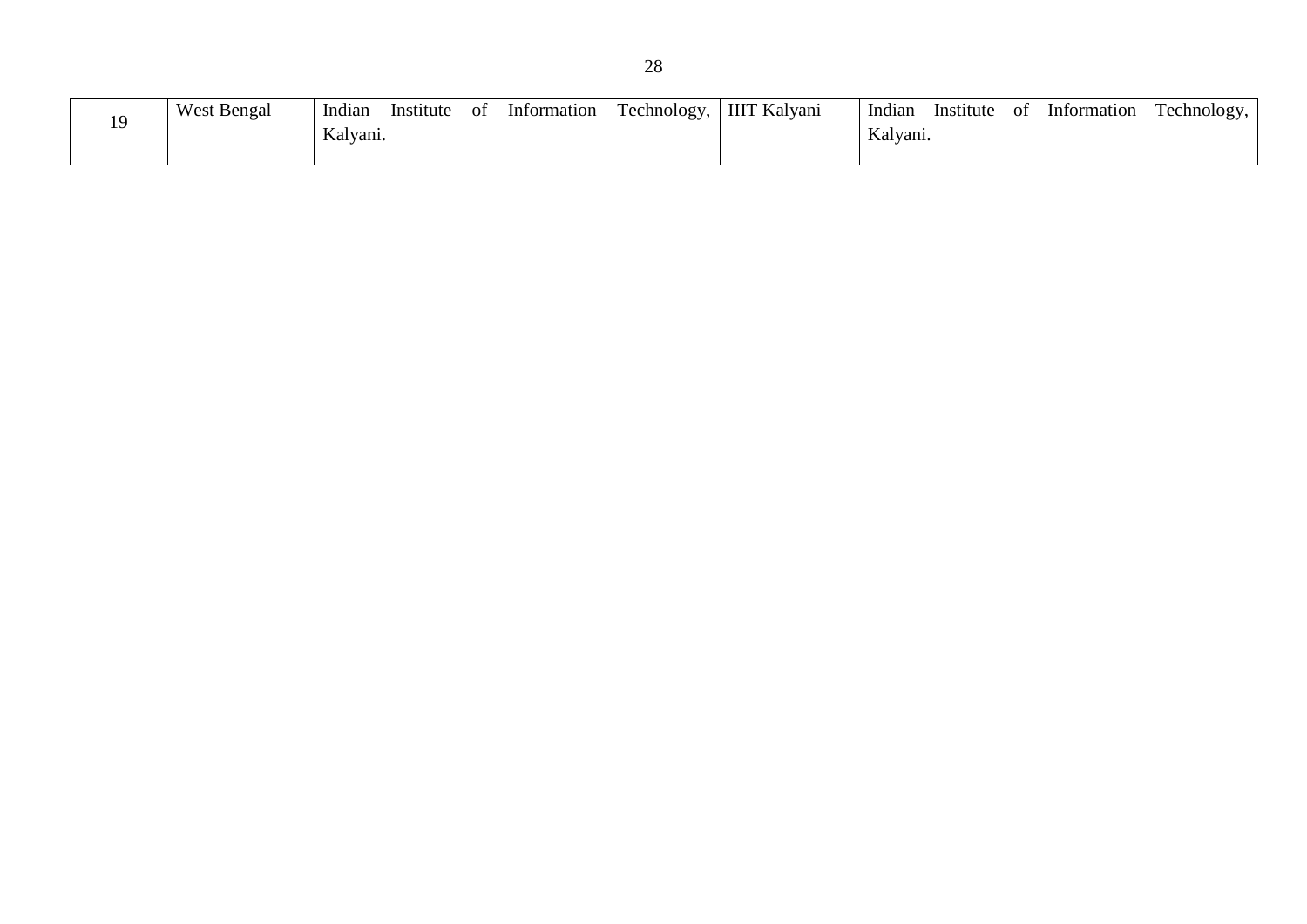| | | | | |
|---|---|---|---|---|
| 19 | West Bengal | Indian Institute of Information Technology, Kalyani. | IIIT Kalyani | Indian Institute of Information Technology, Kalyani. |